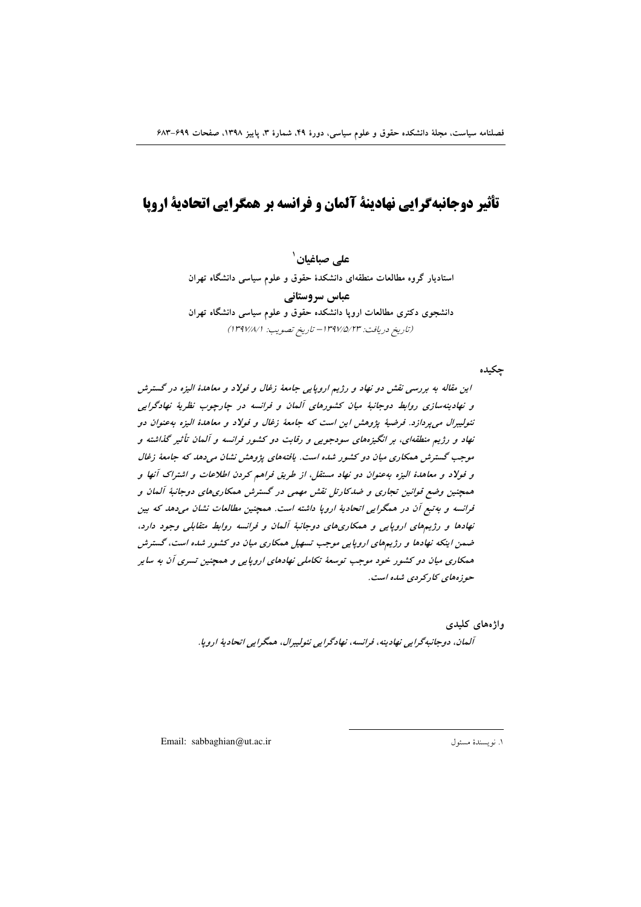# تأثیر دوجانبه‌گرایی نهادینهٔ آلمان و فرانسه بر همگرایی اتحادیهٔ اروپا

**علی صباغیان**[1]

استادیار گروه مطالعات منطقه‌ای دانشکدهٔ حقوق و علوم سیاسی دانشگاه تهران

**عباس سروستانی**

دانشجوی دکتری مطالعات اروپا دانشکده حقوق و علوم سیاسی دانشگاه تهران

(تاریخ دریافت: ۱۳۹۷/۵/۲۳ – تاریخ تصویب: ۱۳۹۷/۸/۱)

## چکیده

*این مقاله به بررسی نقش دو نهاد و رژیم اروپایی جامعهٔ زغال و فولاد و معاهدهٔ الیزه در گسترش و نهادینه‌سازی روابط دوجانبهٔ میان کشورهای آلمان و فرانسه در چارچوب نظریهٔ نهادگرایی نئولیبرال می‌پردازد. فرضیهٔ پژوهش این است که جامعهٔ زغال و فولاد و معاهدهٔ الیزه به‌عنوان دو نهاد و رژیم منطقه‌ای، بر انگیزه‌های سودجویی و رقابت دو کشور فرانسه و آلمان تأثیر گذاشته و موجب گسترش همکاری میان دو کشور شده است. یافته‌های پژوهش نشان می‌دهد که جامعهٔ زغال و فولاد و معاهدهٔ الیزه به‌عنوان دو نهاد مستقل، از طریق فراهم کردن اطلاعات و اشتراک آنها و همچنین وضع قوانین تجاری و ضدکارتل نقش مهمی در گسترش همکاری‌های دوجانبهٔ آلمان و فرانسه و به‌تبع آن در همگرایی اتحادیهٔ اروپا داشته است. همچنین مطالعات نشان می‌دهد که بین نهادها و رژیم‌های اروپایی و همکاری‌های دوجانبهٔ آلمان و فرانسه روابط متقابلی وجود دارد، ضمن اینکه نهادها و رژیم‌های اروپایی موجب تسهیل همکاری میان دو کشور شده است، گسترش همکاری میان دو کشور خود موجب توسعهٔ تکاملی نهادهای اروپایی و همچنین تسری آن به سایر حوزه‌های کارکردی شده است.*

## واژه‌های کلیدی

*آلمان، دوجانبه‌گرایی نهادینه، فرانسه، نهادگرایی نئولیبرال، همگرایی اتحادیهٔ اروپا.*

---

[1] نویسندهٔ مسئول — Email: sabbaghian@ut.ac.ir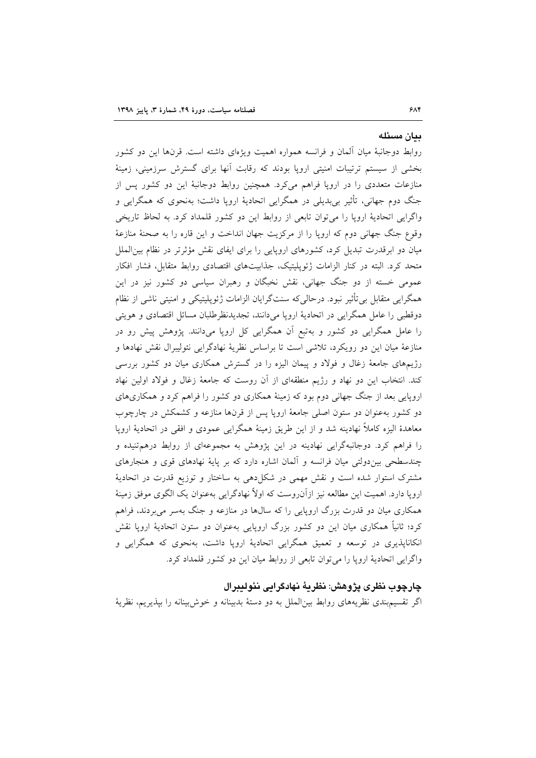## بیان مسئله

روابط دوجانبهٔ میان آلمان و فرانسه همواره اهمیت ویژه‌ای داشته است. قرن‌ها این دو کشور بخشی از سیستم ترتیبات امنیتی اروپا بودند که رقابت آنها برای گسترش سرزمینی، زمینهٔ منازعات متعددی را در اروپا فراهم می‌کرد. همچنین روابط دوجانبهٔ این دو کشور پس از جنگ دوم جهانی، تأثیر بی‌بدیلی در همگرایی اتحادیهٔ اروپا داشت؛ به‌نحوی که همگرایی و واگرایی اتحادیهٔ اروپا را می‌توان تابعی از روابط این دو کشور قلمداد کرد. به لحاظ تاریخی وقوع جنگ جهانی دوم که اروپا را از مرکزیت جهان انداخت و این قاره را به صحنهٔ منازعهٔ میان دو ابرقدرت تبدیل کرد، کشورهای اروپایی را برای ایفای نقش مؤثرتر در نظام بین‌الملل متحد کرد. البته در کنار الزامات ژئوپلیتیک، جذابیت‌های اقتصادی روابط متقابل، فشار افکار عمومی خسته از دو جنگ جهانی، نقش نخبگان و رهبران سیاسی دو کشور نیز در این همگرایی متقابل بی‌تأثیر نبود. درحالی‌که سنت‌گرایان الزامات ژئوپلیتیکی و امنیتی ناشی از نظام دوقطبی را عامل همگرایی در اتحادیهٔ اروپا می‌دانند، تجدیدنظرطلبان مسائل اقتصادی و هویتی را عامل همگرایی دو کشور و به‌تبع آن همگرایی کل اروپا می‌دانند. پژوهش پیش رو در منازعهٔ میان این دو رویکرد، تلاشی است تا براساس نظریهٔ نهادگرایی نئولیبرال نقش نهادها و رژیم‌های جامعهٔ زغال و فولاد و پیمان الیزه را در گسترش همکاری میان دو کشور بررسی کند. انتخاب این دو نهاد و رژیم منطقه‌ای از آن روست که جامعهٔ زغال و فولاد اولین نهاد اروپایی بعد از جنگ جهانی دوم بود که زمینهٔ همکاری دو کشور را فراهم کرد و همکاری‌های دو کشور به‌عنوان دو ستون اصلی جامعهٔ اروپا پس از قرن‌ها منازعه و کشمکش در چارچوب معاهدهٔ الیزه کاملاً نهادینه شد و از این طریق زمینهٔ همگرایی عمودی و افقی در اتحادیهٔ اروپا را فراهم کرد. دوجانبه‌گرایی نهادینه در این پژوهش به مجموعه‌ای از روابط درهم‌تنیده و چندسطحی بین‌دولتی میان فرانسه و آلمان اشاره دارد که بر پایهٔ نهادهای قوی و هنجارهای مشترک استوار شده است و نقش مهمی در شکل‌دهی به ساختار و توزیع قدرت در اتحادیهٔ اروپا دارد. اهمیت این مطالعه نیز ازآن‌روست که اولاً نهادگرایی به‌عنوان یک الگوی موفق زمینهٔ همکاری میان دو قدرت بزرگ اروپایی را که سال‌ها در منازعه و جنگ به‌سر می‌بردند، فراهم کرد؛ ثانیاً همکاری میان این دو کشور بزرگ اروپایی به‌عنوان دو ستون اتحادیهٔ اروپا نقش انکاناپذیری در توسعه و تعمیق همگرایی اتحادیهٔ اروپا داشت، به‌نحوی که همگرایی و واگرایی اتحادیهٔ اروپا را می‌توان تابعی از روابط میان این دو کشور قلمداد کرد.

## چارچوب نظری پژوهش: نظریهٔ نهادگرایی نئولیبرال

اگر تقسیم‌بندی نظریه‌های روابط بین‌الملل به دو دستهٔ بدبینانه و خوش‌بینانه را بپذیریم، نظریهٔ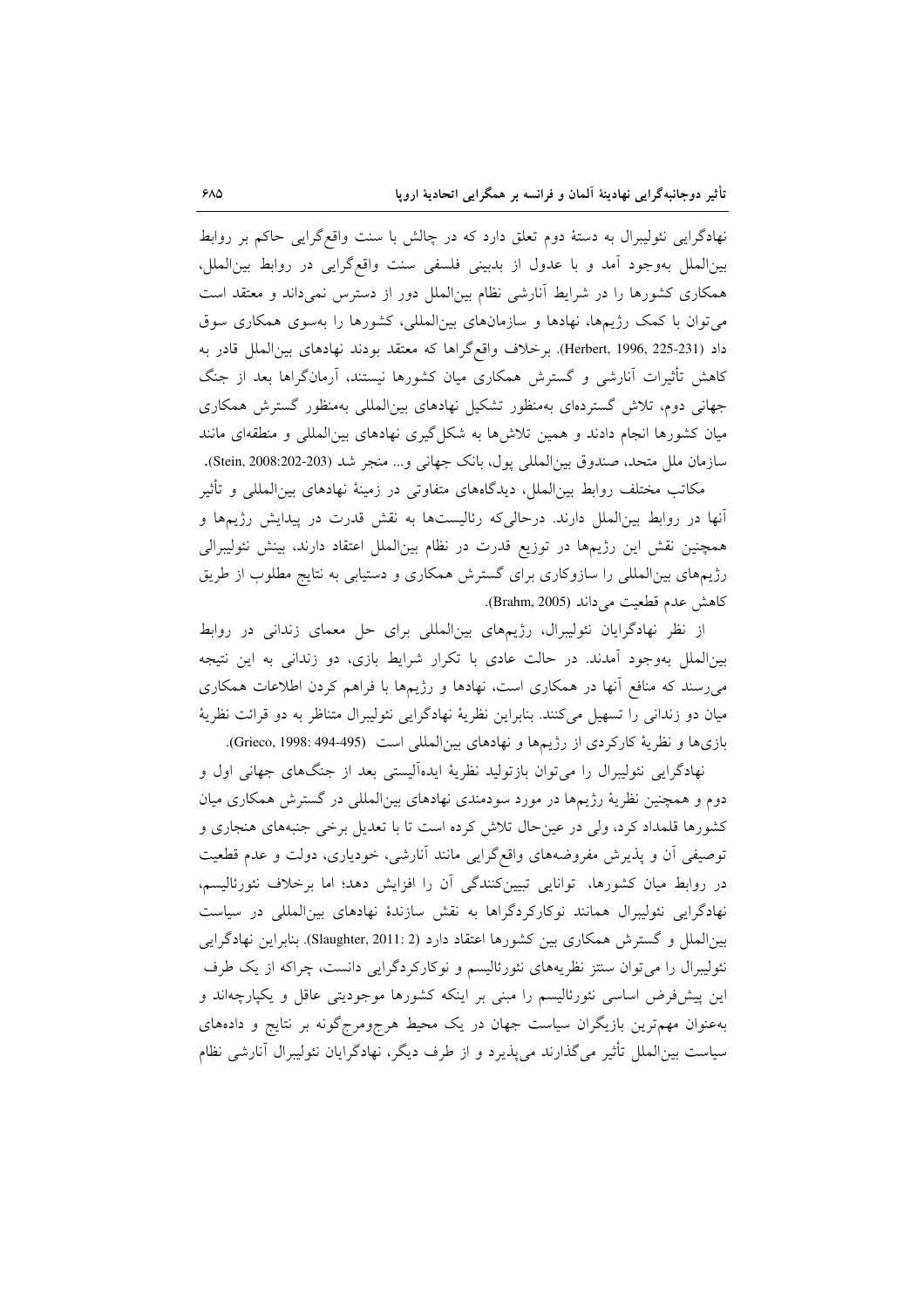نهادگرایی نئولیبرال به دستهٔ دوم تعلق دارد که در چالش با سنت واقع‌گرایی حاکم بر روابط بین‌الملل به‌وجود آمد و با عدول از بدبینی فلسفی سنت واقع‌گرایی در روابط بین‌الملل، همکاری کشورها را در شرایط آنارشی نظام بین‌الملل دور از دسترس نمی‌داند و معتقد است می‌توان با کمک رژیم‌ها، نهادها و سازمان‌های بین‌المللی، کشورها را به‌سوی همکاری سوق داد (Herbert, 1996, 225-231). برخلاف واقع‌گراها که معتقد بودند نهادهای بین‌الملل قادر به کاهش تأثیرات آنارشی و گسترش همکاری میان کشورها نیستند، آرمان‌گراها بعد از جنگ جهانی دوم، تلاش گسترده‌ای به‌منظور تشکیل نهادهای بین‌المللی به‌منظور گسترش همکاری میان کشورها انجام دادند و همین تلاش‌ها به شکل‌گیری نهادهای بین‌المللی و منطقه‌ای مانند سازمان ملل متحد، صندوق بین‌المللی پول، بانک جهانی و... منجر شد (Stein, 2008:202-203).

مکاتب مختلف روابط بین‌الملل، دیدگاه‌های متفاوتی در زمینهٔ نهادهای بین‌المللی و تأثیر آنها در روابط بین‌الملل دارند. درحالی‌که رئالیست‌ها به نقش قدرت در پیدایش رژیم‌ها و همچنین نقش این رژیم‌ها در توزیع قدرت در نظام بین‌الملل اعتقاد دارند، بینش نئولیبرالی رژیم‌های بین‌المللی را سازوکاری برای گسترش همکاری و دستیابی به نتایج مطلوب از طریق کاهش عدم قطعیت می‌داند (Brahm, 2005).

از نظر نهادگرایان نئولیبرال، رژیم‌های بین‌المللی برای حل معمای زندانی در روابط بین‌الملل به‌وجود آمدند. در حالت عادی با تکرار شرایط بازی، دو زندانی به این نتیجه می‌رسند که منافع آنها در همکاری است، نهادها و رژیم‌ها با فراهم کردن اطلاعات همکاری میان دو زندانی را تسهیل می‌کنند. بنابراین نظریهٔ نهادگرایی نئولیبرال متناظر به دو قرائت نظریهٔ بازی‌ها و نظریهٔ کارکردی از رژیم‌ها و نهادهای بین‌المللی است (Grieco, 1998: 494-495).

نهادگرایی نئولیبرال را می‌توان بازتولید نظریهٔ ایده‌آلیستی بعد از جنگ‌های جهانی اول و دوم و همچنین نظریهٔ رژیم‌ها در مورد سودمندی نهادهای بین‌المللی در گسترش همکاری میان کشورها قلمداد کرد، ولی در عین‌حال تلاش کرده است تا با تعدیل برخی جنبه‌های هنجاری و توصیفی آن و پذیرش مفروضه‌های واقع‌گرایی مانند آنارشی، خودیاری، دولت و عدم قطعیت در روابط میان کشورها، توانایی تبیین‌کنندگی آن را افزایش دهد؛ اما برخلاف نئورئالیسم، نهادگرایی نئولیبرال همانند نوکارکردگراها به نقش سازندهٔ نهادهای بین‌المللی در سیاست بین‌الملل و گسترش همکاری بین کشورها اعتقاد دارد (Slaughter, 2011: 2). بنابراین نهادگرایی نئولیبرال را می‌توان سنتز نظریه‌های نئورئالیسم و نوکارکردگرایی دانست، چراکه از یک طرف این پیش‌فرض اساسی نئورئالیسم را مبنی بر اینکه کشورها موجودیتی عاقل و یکپارچه‌اند و به‌عنوان مهم‌ترین بازیگران سیاست جهان در یک محیط هرج‌ومرج‌گونه بر نتایج و داده‌های سیاست بین‌الملل تأثیر می‌گذارند می‌پذیرد و از طرف دیگر، نهادگرایان نئولیبرال آنارشی نظام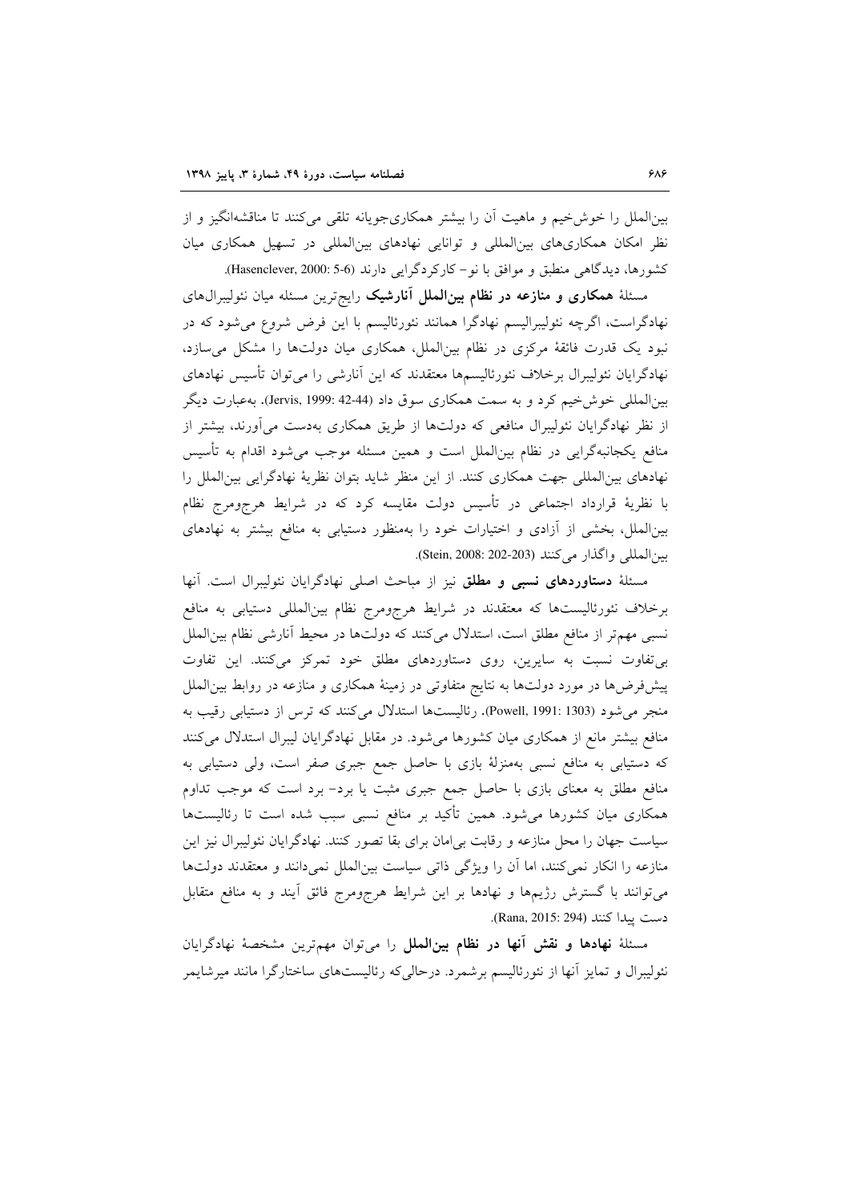بین‌الملل را خوش‌خیم و ماهیت آن را بیشتر همکاری‌جویانه تلقی می‌کنند تا مناقشه‌انگیز و از نظر امکان همکاری‌های بین‌المللی و توانایی نهادهای بین‌المللی در تسهیل همکاری میان کشورها، دیدگاهی منطبق و موافق با نو- کارکردگرایی دارند (Hasenclever, 2000: 5-6).

مسئلهٔ **همکاری و منازعه در نظام بین‌الملل آنارشیک** رایج‌ترین مسئله میان نئولیبرال‌های نهادگراست، اگرچه نئولیبرالیسم نهادگرا همانند نئورئالیسم با این فرض شروع می‌شود که در نبود یک قدرت فائقهٔ مرکزی در نظام بین‌الملل، همکاری میان دولت‌ها را مشکل می‌سازد، نهادگرایان نئولیبرال برخلاف نئورئالیسم‌ها معتقدند که این آنارشی را می‌توان تأسیس نهادهای بین‌المللی خوش‌خیم کرد و به سمت همکاری سوق داد (Jervis, 1999: 42-44). به‌عبارت دیگر از نظر نهادگرایان نئولیبرال منافعی که دولت‌ها از طریق همکاری به‌دست می‌آورند، بیشتر از منافع یکجانبه‌گرایی در نظام بین‌الملل است و همین مسئله موجب می‌شود اقدام به تأسیس نهادهای بین‌المللی جهت همکاری کنند. از این منظر شاید بتوان نظریهٔ نهادگرایی بین‌الملل را با نظریهٔ قرارداد اجتماعی در تأسیس دولت مقایسه کرد که در شرایط هرج‌ومرج نظام بین‌الملل، بخشی از آزادی و اختیارات خود را به‌منظور دستیابی به منافع بیشتر به نهادهای بین‌المللی واگذار می‌کنند (Stein, 2008: 202-203).

مسئلهٔ **دستاوردهای نسبی و مطلق** نیز از مباحث اصلی نهادگرایان نئولیبرال است. آنها برخلاف نئورئالیست‌ها که معتقدند در شرایط هرج‌ومرج نظام بین‌المللی دستیابی به منافع نسبی مهم‌تر از منافع مطلق است، استدلال می‌کنند که دولت‌ها در محیط آنارشی نظام بین‌الملل بی‌تفاوت نسبت به سایرین، روی دستاوردهای مطلق خود تمرکز می‌کنند. این تفاوت پیش‌فرض‌ها در مورد دولت‌ها به نتایج متفاوتی در زمینهٔ همکاری و منازعه در روابط بین‌الملل منجر می‌شود (Powell, 1991: 1303). رئالیست‌ها استدلال می‌کنند که ترس از دستیابی رقیب به منافع بیشتر مانع از همکاری میان کشورها می‌شود. در مقابل نهادگرایان لیبرال استدلال می‌کنند که دستیابی به منافع نسبی به‌منزلهٔ بازی با حاصل جمع جبری صفر است، ولی دستیابی به منافع مطلق به معنای بازی با حاصل جمع جبری مثبت یا برد- برد است که موجب تداوم همکاری میان کشورها می‌شود. همین تأکید بر منافع نسبی سبب شده است تا رئالیست‌ها سیاست جهان را محل منازعه و رقابت بی‌امان برای بقا تصور کنند. نهادگرایان نئولیبرال نیز این منازعه را انکار نمی‌کنند، اما آن را ویژگی ذاتی سیاست بین‌الملل نمی‌دانند و معتقدند دولت‌ها می‌توانند با گسترش رژیم‌ها و نهادها بر این شرایط هرج‌ومرج فائق آیند و به منافع متقابل دست پیدا کنند (Rana, 2015: 294).

مسئلهٔ **نهادها و نقش آنها در نظام بین‌الملل** را می‌توان مهم‌ترین مشخصهٔ نهادگرایان نئولیبرال و تمایز آنها از نئورئالیسم برشمرد. درحالی‌که رئالیست‌های ساختارگرا مانند میرشایمر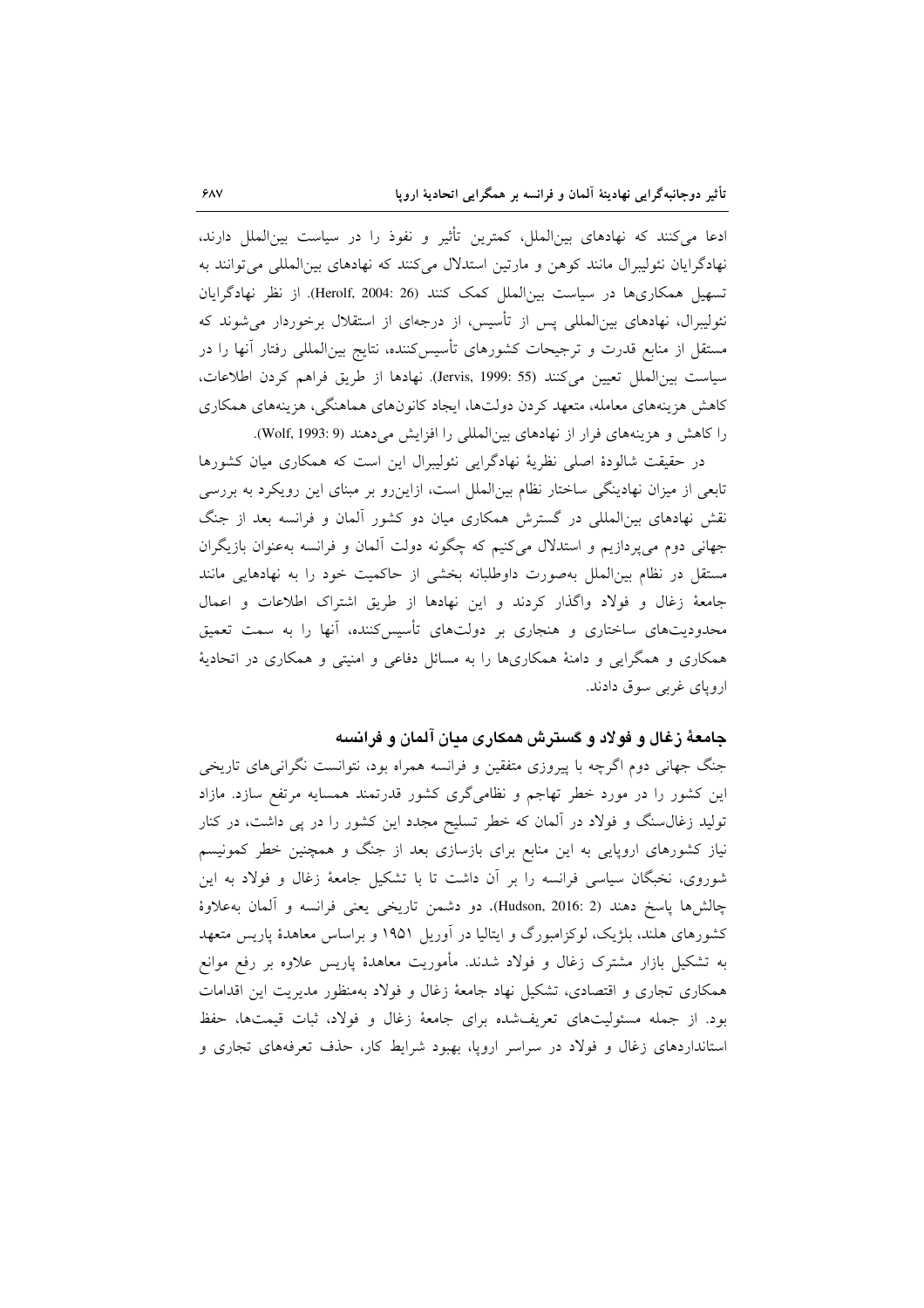ادعا می‌کنند که نهادهای بین‌الملل، کمترین تأثیر و نفوذ را در سیاست بین‌الملل دارند، نهادگرایان نئولیبرال مانند کوهن و مارتین استدلال می‌کنند که نهادهای بین‌المللی می‌توانند به تسهیل همکاری‌ها در سیاست بین‌الملل کمک کنند (Herolf, 2004: 26). از نظر نهادگرایان نئولیبرال، نهادهای بین‌المللی پس از تأسیس، از درجه‌ای از استقلال برخوردار می‌شوند که مستقل از منابع قدرت و ترجیحات کشورهای تأسیس‌کننده، نتایج بین‌المللی رفتار آنها را در سیاست بین‌الملل تعیین می‌کنند (Jervis, 1999: 55). نهادها از طریق فراهم کردن اطلاعات، کاهش هزینه‌های معامله، متعهد کردن دولت‌ها، ایجاد کانون‌های هماهنگی، هزینه‌های همکاری را کاهش و هزینه‌های فرار از نهادهای بین‌المللی را افزایش می‌دهند (Wolf, 1993: 9).

در حقیقت شالودهٔ اصلی نظریهٔ نهادگرایی نئولیبرال این است که همکاری میان کشورها تابعی از میزان نهادینگی ساختار نظام بین‌الملل است، ازاین‌رو بر مبنای این رویکرد به بررسی نقش نهادهای بین‌المللی در گسترش همکاری میان دو کشور آلمان و فرانسه بعد از جنگ جهانی دوم می‌پردازیم و استدلال می‌کنیم که چگونه دولت آلمان و فرانسه به‌عنوان بازیگران مستقل در نظام بین‌الملل به‌صورت داوطلبانه بخشی از حاکمیت خود را به نهادهایی مانند جامعهٔ زغال و فولاد واگذار کردند و این نهادها از طریق اشتراک اطلاعات و اعمال محدودیت‌های ساختاری و هنجاری بر دولت‌های تأسیس‌کننده، آنها را به سمت تعمیق همکاری و همگرایی و دامنهٔ همکاری‌ها را به مسائل دفاعی و امنیتی و همکاری در اتحادیهٔ اروپای غربی سوق دادند.

## جامعهٔ زغال و فولاد و گسترش همکاری میان آلمان و فرانسه

جنگ جهانی دوم اگرچه با پیروزی متفقین و فرانسه همراه بود، نتوانست نگرانی‌های تاریخی این کشور را در مورد خطر تهاجم و نظامی‌گری کشور قدرتمند همسایه مرتفع سازد. مازاد تولید زغال‌سنگ و فولاد در آلمان که خطر تسلیح مجدد این کشور را در پی داشت، در کنار نیاز کشورهای اروپایی به این منابع برای بازسازی بعد از جنگ و همچنین خطر کمونیسم شوروی، نخبگان سیاسی فرانسه را بر آن داشت تا با تشکیل جامعهٔ زغال و فولاد به این چالش‌ها پاسخ دهند (Hudson, 2016: 2). دو دشمن تاریخی یعنی فرانسه و آلمان به‌علاوهٔ کشورهای هلند، بلژیک، لوکزامبورگ و ایتالیا در آوریل ۱۹۵۱ و براساس معاهدهٔ پاریس متعهد به تشکیل بازار مشترک زغال و فولاد شدند. مأموریت معاهدهٔ پاریس علاوه بر رفع موانع همکاری تجاری و اقتصادی، تشکیل نهاد جامعهٔ زغال و فولاد به‌منظور مدیریت این اقدامات بود. از جمله مسئولیت‌های تعریف‌شده برای جامعهٔ زغال و فولاد، ثبات قیمت‌ها، حفظ استانداردهای زغال و فولاد در سراسر اروپا، بهبود شرایط کار، حذف تعرفه‌های تجاری و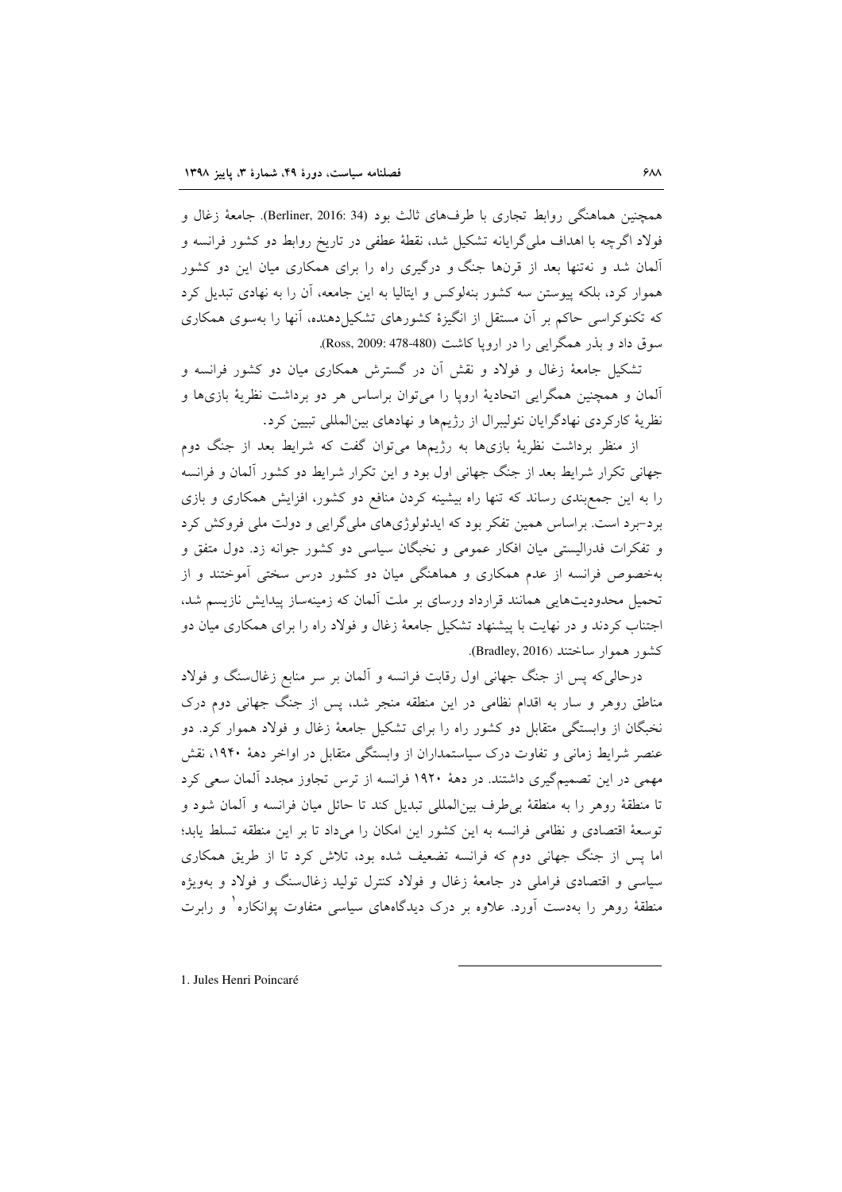همچنین هماهنگی روابط تجاری با طرف‌های ثالث بود (Berliner, 2016: 34). جامعهٔ زغال و فولاد اگرچه با اهداف ملی‌گرایانه تشکیل شد، نقطهٔ عطفی در تاریخ روابط دو کشور فرانسه و آلمان شد و نه‌تنها بعد از قرن‌ها جنگ و درگیری راه را برای همکاری میان این دو کشور هموار کرد، بلکه پیوستن سه کشور بنه‌لوکس و ایتالیا به این جامعه، آن را به نهادی تبدیل کرد که تکنوکراسی حاکم بر آن مستقل از انگیزهٔ کشورهای تشکیل‌دهنده، آنها را به‌سوی همکاری سوق داد و بذر همگرایی را در اروپا کاشت (Ross, 2009: 478-480).

تشکیل جامعهٔ زغال و فولاد و نقش آن در گسترش همکاری میان دو کشور فرانسه و آلمان و همچنین همگرایی اتحادیهٔ اروپا را می‌توان براساس هر دو برداشت نظریهٔ بازی‌ها و نظریهٔ کارکردی نهادگرایان نئولیبرال از رژیم‌ها و نهادهای بین‌المللی تبیین کرد.

از منظر برداشت نظریهٔ بازی‌ها به رژیم‌ها می‌توان گفت که شرایط بعد از جنگ دوم جهانی تکرار شرایط بعد از جنگ جهانی اول بود و این تکرار شرایط دو کشور آلمان و فرانسه را به این جمع‌بندی رساند که تنها راه بیشینه کردن منافع دو کشور، افزایش همکاری و بازی برد-برد است. براساس همین تفکر بود که ایدئولوژی‌های ملی‌گرایی و دولت ملی فروکش کرد و تفکرات فدرالیستی میان افکار عمومی و نخبگان سیاسی دو کشور جوانه زد. دول متفق و به‌خصوص فرانسه از عدم همکاری و هماهنگی میان دو کشور درس سختی آموختند و از تحمیل محدودیت‌هایی همانند قرارداد ورسای بر ملت آلمان که زمینه‌ساز پیدایش نازیسم شد، اجتناب کردند و در نهایت با پیشنهاد تشکیل جامعهٔ زغال و فولاد راه را برای همکاری میان دو کشور هموار ساختند (Bradley, 2016).

درحالی‌که پس از جنگ جهانی اول رقابت فرانسه و آلمان بر سر منابع زغال‌سنگ و فولاد مناطق روهر و سار به اقدام نظامی در این منطقه منجر شد، پس از جنگ جهانی دوم درک نخبگان از وابستگی متقابل دو کشور راه را برای تشکیل جامعهٔ زغال و فولاد هموار کرد. دو عنصر شرایط زمانی و تفاوت درک سیاستمداران از وابستگی متقابل در اواخر دههٔ ۱۹۴۰، نقش مهمی در این تصمیم‌گیری داشتند. در دههٔ ۱۹۲۰ فرانسه از ترس تجاوز مجدد آلمان سعی کرد تا منطقهٔ روهر را به منطقهٔ بی‌طرف بین‌المللی تبدیل کند تا حائل میان فرانسه و آلمان شود و توسعهٔ اقتصادی و نظامی فرانسه به این کشور این امکان را می‌داد تا بر این منطقه تسلط یابد؛ اما پس از جنگ جهانی دوم که فرانسه تضعیف شده بود، تلاش کرد تا از طریق همکاری سیاسی و اقتصادی فراملی در جامعهٔ زغال و فولاد کنترل تولید زغال‌سنگ و فولاد و به‌ویژه منطقهٔ روهر را به‌دست آورد. علاوه بر درک دیدگاه‌های سیاسی متفاوت پوانکاره[1] و رابرت

---

1. Jules Henri Poincaré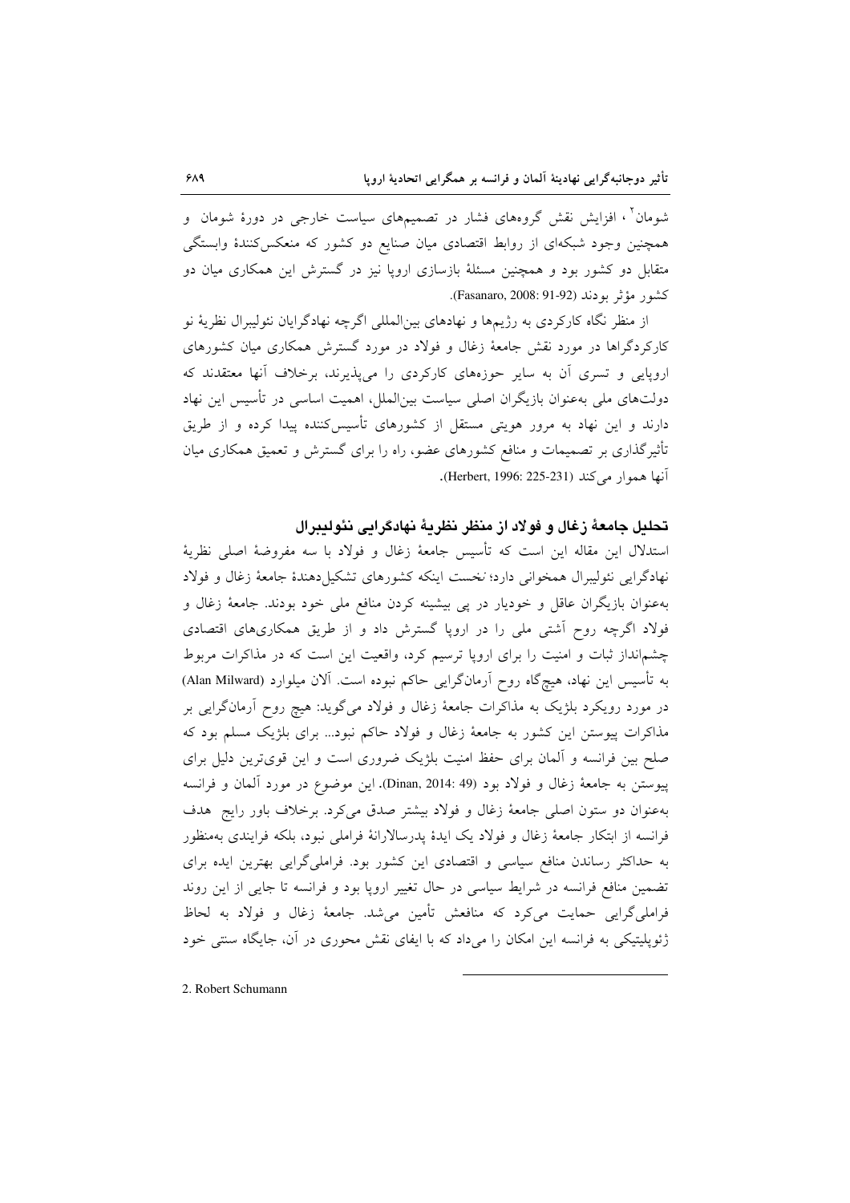شومان[2]، افزایش نقش گروه‌های فشار در تصمیم‌های سیاست خارجی در دورهٔ شومان و همچنین وجود شبکه‌ای از روابط اقتصادی میان صنایع دو کشور که منعکس‌کنندهٔ وابستگی متقابل دو کشور بود و همچنین مسئلهٔ بازسازی اروپا نیز در گسترش این همکاری میان دو کشور مؤثر بودند (Fasanaro, 2008: 91-92).

از منظر نگاه کارکردی به رژیم‌ها و نهادهای بین‌المللی اگرچه نهادگرایان نئولیبرال نظریهٔ نو کارکردگراها در مورد نقش جامعهٔ زغال و فولاد در مورد گسترش همکاری میان کشورهای اروپایی و تسری آن به سایر حوزه‌های کارکردی را می‌پذیرند، برخلاف آنها معتقدند که دولت‌های ملی به‌عنوان بازیگران اصلی سیاست بین‌الملل، اهمیت اساسی در تأسیس این نهاد دارند و این نهاد به مرور هویتی مستقل از کشورهای تأسیس‌کننده پیدا کرده و از طریق تأثیرگذاری بر تصمیمات و منافع کشورهای عضو، راه را برای گسترش و تعمیق همکاری میان آنها هموار می‌کند (Herbert, 1996: 225-231).

## تحلیل جامعهٔ زغال و فولاد از منظر نظریهٔ نهادگرایی نئولیبرال

استدلال این مقاله این است که تأسیس جامعهٔ زغال و فولاد با سه مفروضهٔ اصلی نظریهٔ نهادگرایی نئولیبرال همخوانی دارد؛ *نخست* اینکه کشورهای تشکیل‌دهندهٔ جامعهٔ زغال و فولاد به‌عنوان بازیگران عاقل و خودیار در پی بیشینه کردن منافع ملی خود بودند. جامعهٔ زغال و فولاد اگرچه روح آشتی ملی را در اروپا گسترش داد و از طریق همکاری‌های اقتصادی چشم‌انداز ثبات و امنیت را برای اروپا ترسیم کرد، واقعیت این است که در مذاکرات مربوط به تأسیس این نهاد، هیچ‌گاه روح آرمان‌گرایی حاکم نبوده است. آلان میلوارد (Alan Milward) در مورد رویکرد بلژیک به مذاکرات جامعهٔ زغال و فولاد می‌گوید: هیچ روح آرمان‌گرایی بر مذاکرات پیوستن این کشور به جامعهٔ زغال و فولاد حاکم نبود... برای بلژیک مسلم بود که صلح بین فرانسه و آلمان برای حفظ امنیت بلژیک ضروری است و این قوی‌ترین دلیل برای پیوستن به جامعهٔ زغال و فولاد بود (Dinan, 2014: 49). این موضوع در مورد آلمان و فرانسه به‌عنوان دو ستون اصلی جامعهٔ زغال و فولاد بیشتر صدق می‌کرد. برخلاف باور رایج هدف فرانسه از ابتکار جامعهٔ زغال و فولاد یک ایدهٔ پدرسالارانهٔ فراملی نبود، بلکه فرایندی به‌منظور به حداکثر رساندن منافع سیاسی و اقتصادی این کشور بود. فراملی‌گرایی بهترین ایده برای تضمین منافع فرانسه در شرایط سیاسی در حال تغییر اروپا بود و فرانسه تا جایی از این روند فراملی‌گرایی حمایت می‌کرد که منافعش تأمین می‌شد. جامعهٔ زغال و فولاد به لحاظ ژئوپلیتیکی به فرانسه این امکان را می‌داد که با ایفای نقش محوری در آن، جایگاه سنتی خود

---

2. Robert Schumann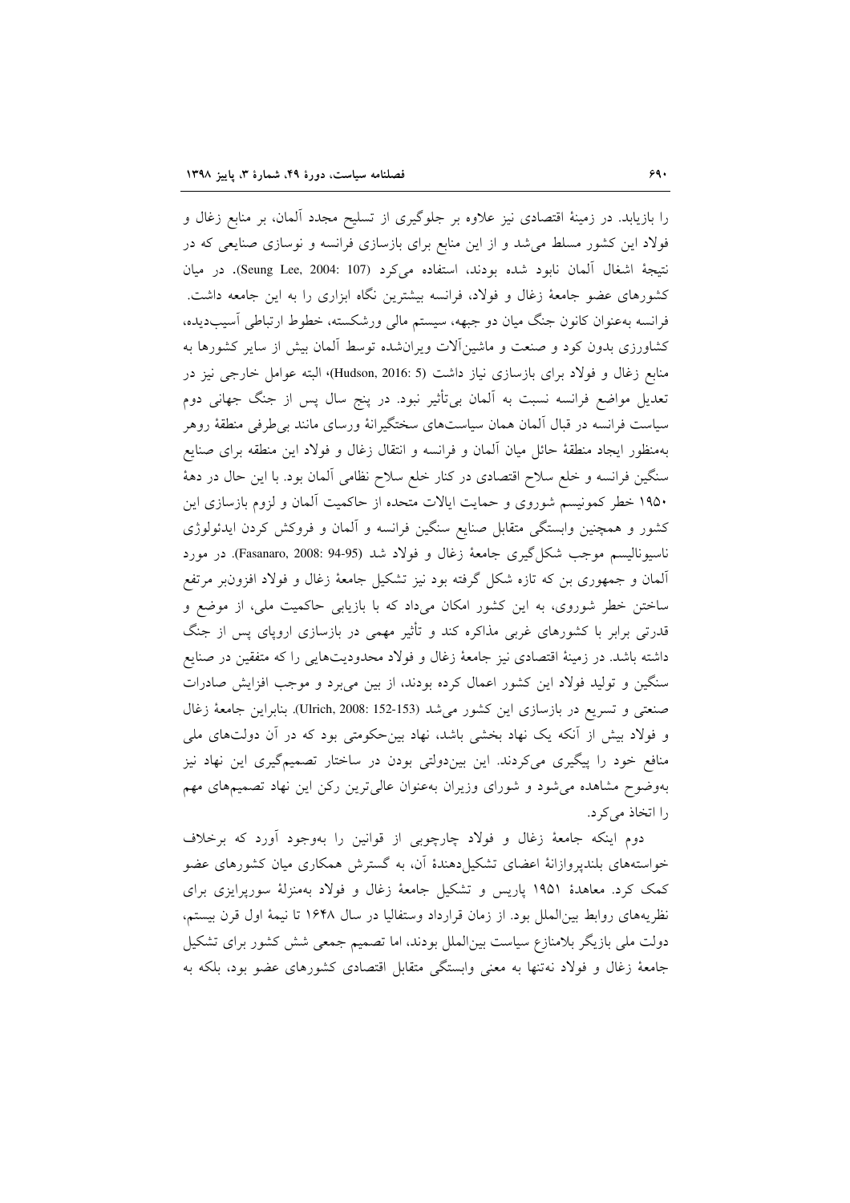را بازیابد. در زمینهٔ اقتصادی نیز علاوه بر جلوگیری از تسلیح مجدد آلمان، بر منابع زغال و فولاد این کشور مسلط می‌شد و از این منابع برای بازسازی فرانسه و نوسازی صنایعی که در نتیجهٔ اشغال آلمان نابود شده بودند، استفاده می‌کرد (Seung Lee, 2004: 107). در میان کشورهای عضو جامعهٔ زغال و فولاد، فرانسه بیشترین نگاه ابزاری را به این جامعه داشت. فرانسه به‌عنوان کانون جنگ میان دو جبهه، سیستم مالی ورشکسته، خطوط ارتباطی آسیب‌دیده، کشاورزی بدون کود و صنعت و ماشین‌آلات ویران‌شده توسط آلمان بیش از سایر کشورها به منابع زغال و فولاد برای بازسازی نیاز داشت (Hudson, 2016: 5)، البته عوامل خارجی نیز در تعدیل مواضع فرانسه نسبت به آلمان بی‌تأثیر نبود. در پنج سال پس از جنگ جهانی دوم سیاست فرانسه در قبال آلمان همان سیاست‌های سختگیرانهٔ ورسای مانند بی‌طرفی منطقهٔ روهر به‌منظور ایجاد منطقهٔ حائل میان آلمان و فرانسه و انتقال زغال و فولاد این منطقه برای صنایع سنگین فرانسه و خلع سلاح اقتصادی در کنار خلع سلاح نظامی آلمان بود. با این حال در دههٔ ۱۹۵۰ خطر کمونیسم شوروی و حمایت ایالات متحده از حاکمیت آلمان و لزوم بازسازی این کشور و همچنین وابستگی متقابل صنایع سنگین فرانسه و آلمان و فروکش کردن ایدئولوژی ناسیونالیسم موجب شکل‌گیری جامعهٔ زغال و فولاد شد (Fasanaro, 2008: 94-95). در مورد آلمان و جمهوری بن که تازه شکل گرفته بود نیز تشکیل جامعهٔ زغال و فولاد افزون‌بر مرتفع ساختن خطر شوروی، به این کشور امکان می‌داد که با بازیابی حاکمیت ملی، از موضع و قدرتی برابر با کشورهای غربی مذاکره کند و تأثیر مهمی در بازسازی اروپای پس از جنگ داشته باشد. در زمینهٔ اقتصادی نیز جامعهٔ زغال و فولاد محدودیت‌هایی را که متفقین در صنایع سنگین و تولید فولاد این کشور اعمال کرده بودند، از بین می‌برد و موجب افزایش صادرات صنعتی و تسریع در بازسازی این کشور می‌شد (Ulrich, 2008: 152-153). بنابراین جامعهٔ زغال و فولاد بیش از آنکه یک نهاد بخشی باشد، نهاد بین‌حکومتی بود که در آن دولت‌های ملی منافع خود را پیگیری می‌کردند. این بین‌دولتی بودن در ساختار تصمیم‌گیری این نهاد نیز به‌وضوح مشاهده می‌شود و شورای وزیران به‌عنوان عالی‌ترین رکن این نهاد تصمیم‌های مهم را اتخاذ می‌کرد.

دوم اینکه جامعهٔ زغال و فولاد چارچوبی از قوانین را به‌وجود آورد که برخلاف خواسته‌های بلندپروازانهٔ اعضای تشکیل‌دهندهٔ آن، به گسترش همکاری میان کشورهای عضو کمک کرد. معاهدهٔ ۱۹۵۱ پاریس و تشکیل جامعهٔ زغال و فولاد به‌منزلهٔ سورپرایزی برای نظریه‌های روابط بین‌الملل بود. از زمان قرارداد وستفالیا در سال ۱۶۴۸ تا نیمهٔ اول قرن بیستم، دولت ملی بازیگر بلامنازع سیاست بین‌الملل بودند، اما تصمیم جمعی شش کشور برای تشکیل جامعهٔ زغال و فولاد نه‌تنها به معنی وابستگی متقابل اقتصادی کشورهای عضو بود، بلکه به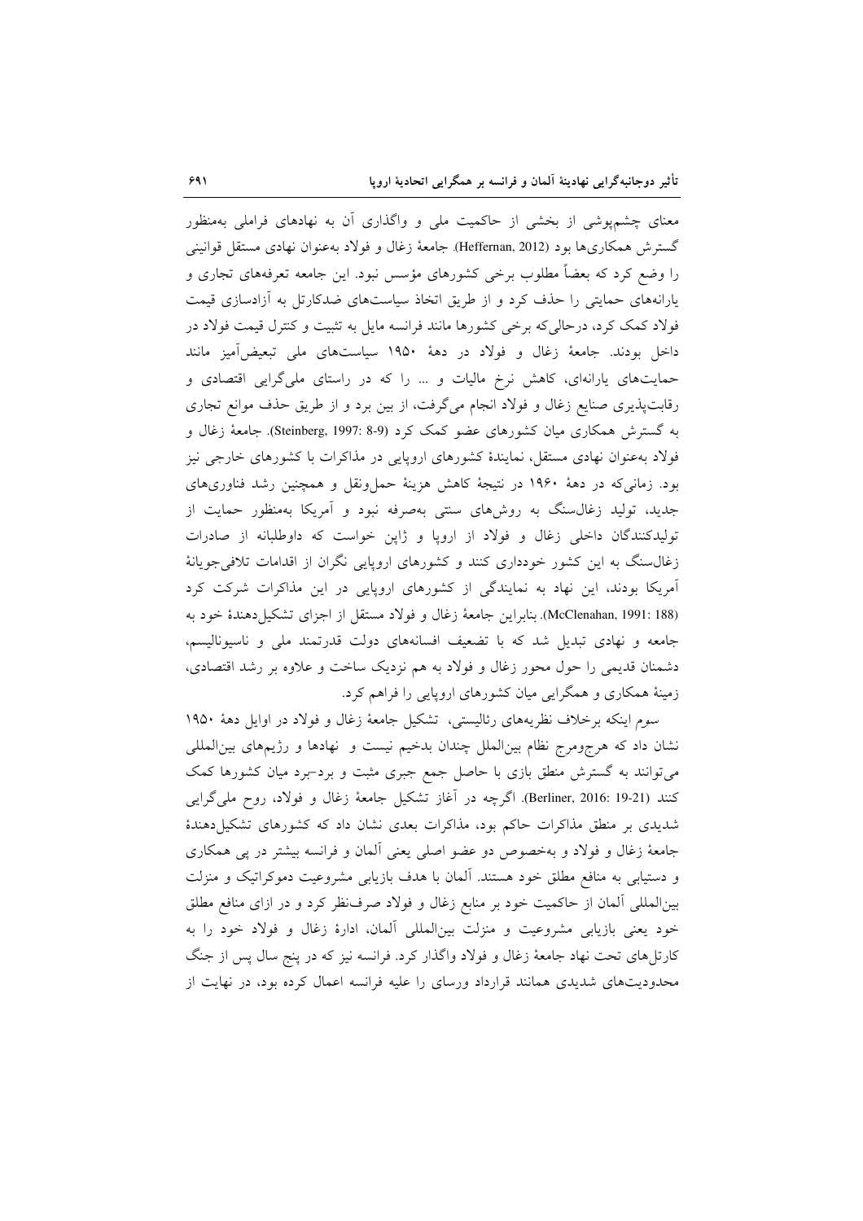معنای چشم‌پوشی از بخشی از حاکمیت ملی و واگذاری آن به نهادهای فراملی به‌منظور گسترش همکاری‌ها بود (Heffernan, 2012). جامعهٔ زغال و فولاد به‌عنوان نهادی مستقل قوانینی را وضع کرد که بعضاً مطلوب برخی کشورهای مؤسس نبود. این جامعه تعرفه‌های تجاری و یارانه‌های حمایتی را حذف کرد و از طریق اتخاذ سیاست‌های ضدکارتل به آزادسازی قیمت فولاد کمک کرد، درحالی‌که برخی کشورها مانند فرانسه مایل به تثبیت و کنترل قیمت فولاد در داخل بودند. جامعهٔ زغال و فولاد در دههٔ ۱۹۵۰ سیاست‌های ملی تبعیض‌آمیز مانند حمایت‌های یارانه‌ای، کاهش نرخ مالیات و ... را که در راستای ملی‌گرایی اقتصادی و رقابت‌پذیری صنایع زغال و فولاد انجام می‌گرفت، از بین برد و از طریق حذف موانع تجاری به گسترش همکاری میان کشورهای عضو کمک کرد (Steinberg, 1997: 8-9). جامعهٔ زغال و فولاد به‌عنوان نهادی مستقل، نمایندهٔ کشورهای اروپایی در مذاکرات با کشورهای خارجی نیز بود. زمانی‌که در دههٔ ۱۹۶۰ در نتیجهٔ کاهش هزینهٔ حمل‌ونقل و همچنین رشد فناوری‌های جدید، تولید زغال‌سنگ به روش‌های سنتی به‌صرفه نبود و آمریکا به‌منظور حمایت از تولیدکنندگان داخلی زغال و فولاد از اروپا و ژاپن خواست که داوطلبانه از صادرات زغال‌سنگ به این کشور خودداری کنند و کشورهای اروپایی نگران از اقدامات تلافی‌جویانهٔ آمریکا بودند، این نهاد به نمایندگی از کشورهای اروپایی در این مذاکرات شرکت کرد (McClenahan, 1991: 188). بنابراین جامعهٔ زغال و فولاد مستقل از اجزای تشکیل‌دهندهٔ خود به جامعه و نهادی تبدیل شد که با تضعیف افسانه‌های دولت قدرتمند ملی و ناسیونالیسم، دشمنان قدیمی را حول محور زغال و فولاد به هم نزدیک ساخت و علاوه بر رشد اقتصادی، زمینهٔ همکاری و همگرایی میان کشورهای اروپایی را فراهم کرد.

سوم اینکه برخلاف نظریه‌های رئالیستی، تشکیل جامعهٔ زغال و فولاد در اوایل دههٔ ۱۹۵۰ نشان داد که هرج‌ومرج نظام بین‌الملل چندان بدخیم نیست و نهادها و رژیم‌های بین‌المللی می‌توانند به گسترش منطق بازی با حاصل جمع جبری مثبت و برد-برد میان کشورها کمک کنند (Berliner, 2016: 19-21). اگرچه در آغاز تشکیل جامعهٔ زغال و فولاد، روح ملی‌گرایی شدیدی بر منطق مذاکرات حاکم بود، مذاکرات بعدی نشان داد که کشورهای تشکیل‌دهندهٔ جامعهٔ زغال و فولاد و به‌خصوص دو عضو اصلی یعنی آلمان و فرانسه بیشتر در پی همکاری و دستیابی به منافع مطلق خود هستند. آلمان با هدف بازیابی مشروعیت دموکراتیک و منزلت بین‌المللی آلمان از حاکمیت خود بر منابع زغال و فولاد صرف‌نظر کرد و در ازای منافع مطلق خود یعنی بازیابی مشروعیت و منزلت بین‌المللی آلمان، ادارهٔ زغال و فولاد خود را به کارتل‌های تحت نهاد جامعهٔ زغال و فولاد واگذار کرد. فرانسه نیز که در پنج سال پس از جنگ محدودیت‌های شدیدی همانند قرارداد ورسای را علیه فرانسه اعمال کرده بود، در نهایت از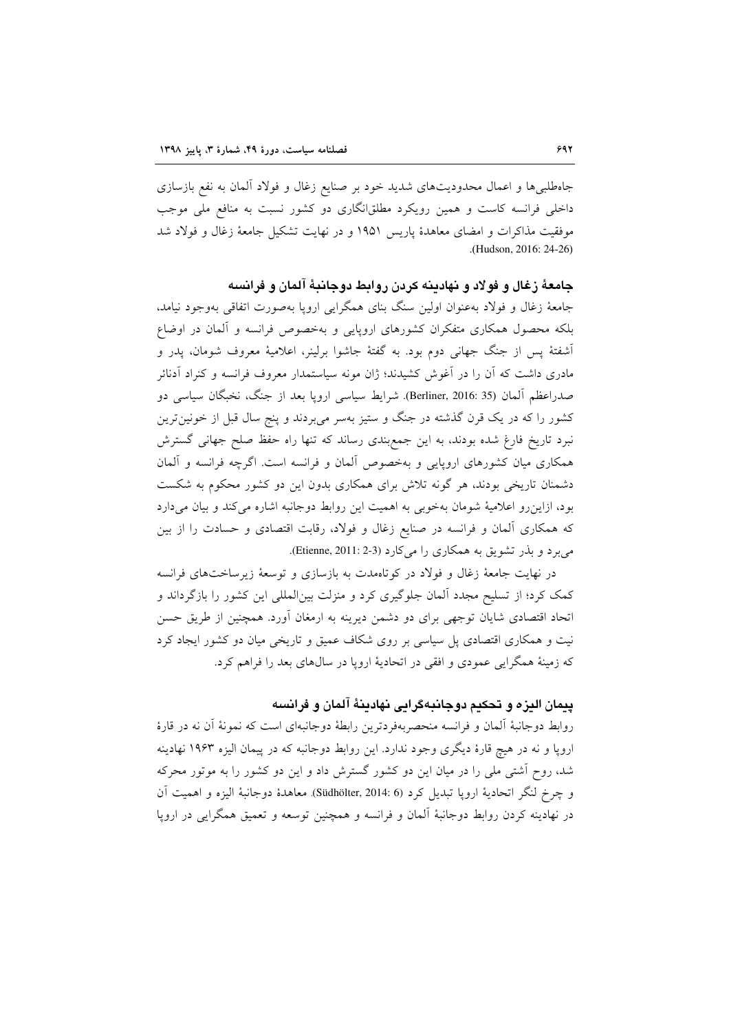جاه‌طلبی‌ها و اعمال محدودیت‌های شدید خود بر صنایع زغال و فولاد آلمان به نفع بازسازی داخلی فرانسه کاست و همین رویکرد مطلق‌انگاری دو کشور نسبت به منافع ملی موجب موفقیت مذاکرات و امضای معاهدهٔ پاریس ۱۹۵۱ و در نهایت تشکیل جامعهٔ زغال و فولاد شد (Hudson, 2016: 24-26).

## جامعهٔ زغال و فولاد و نهادینه کردن روابط دوجانبهٔ آلمان و فرانسه

جامعهٔ زغال و فولاد به‌عنوان اولین سنگ بنای همگرایی اروپا به‌صورت اتفاقی به‌وجود نیامد، بلکه محصول همکاری متفکران کشورهای اروپایی و به‌خصوص فرانسه و آلمان در اوضاع آشفتهٔ پس از جنگ جهانی دوم بود. به گفتهٔ جاشوا برلینر، اعلامیهٔ معروف شومان، پدر و مادری داشت که آن را در آغوش کشیدند؛ ژان مونه سیاستمدار معروف فرانسه و کنراد آدنائر صدراعظم آلمان (Berliner, 2016: 35). شرایط سیاسی اروپا بعد از جنگ، نخبگان سیاسی دو کشور را که در یک قرن گذشته در جنگ و ستیز به‌سر می‌بردند و پنج سال قبل از خونین‌ترین نبرد تاریخ فارغ شده بودند، به این جمع‌بندی رساند که تنها راه حفظ صلح جهانی گسترش همکاری میان کشورهای اروپایی و به‌خصوص آلمان و فرانسه است. اگرچه فرانسه و آلمان دشمنان تاریخی بودند، هر گونه تلاش برای همکاری بدون این دو کشور محکوم به شکست بود، ازاین‌رو اعلامیهٔ شومان به‌خوبی به اهمیت این روابط دوجانبه اشاره می‌کند و بیان می‌دارد که همکاری آلمان و فرانسه در صنایع زغال و فولاد، رقابت اقتصادی و حسادت را از بین می‌برد و بذر تشویق به همکاری را می‌کارد (Etienne, 2011: 2-3).

در نهایت جامعهٔ زغال و فولاد در کوتاه‌مدت به بازسازی و توسعهٔ زیرساخت‌های فرانسه کمک کرد؛ از تسلیح مجدد آلمان جلوگیری کرد و منزلت بین‌المللی این کشور را بازگرداند و اتحاد اقتصادی شایان توجهی برای دو دشمن دیرینه به ارمغان آورد. همچنین از طریق حسن نیت و همکاری اقتصادی پل سیاسی بر روی شکاف عمیق و تاریخی میان دو کشور ایجاد کرد که زمینهٔ همگرایی عمودی و افقی در اتحادیهٔ اروپا در سال‌های بعد را فراهم کرد.

## پیمان الیزه و تحکیم دوجانبه‌گرایی نهادینهٔ آلمان و فرانسه

روابط دوجانبهٔ آلمان و فرانسه منحصربه‌فردترین رابطهٔ دوجانبه‌ای است که نمونهٔ آن نه در قارهٔ اروپا و نه در هیچ قارهٔ دیگری وجود ندارد. این روابط دوجانبه که در پیمان الیزه ۱۹۶۳ نهادینه شد، روح آشتی ملی را در میان این دو کشور گسترش داد و این دو کشور را به موتور محرکه و چرخ لنگر اتحادیهٔ اروپا تبدیل کرد (Südhölter, 2014: 6). معاهدهٔ دوجانبهٔ الیزه و اهمیت آن در نهادینه کردن روابط دوجانبهٔ آلمان و فرانسه و همچنین توسعه و تعمیق همگرایی در اروپا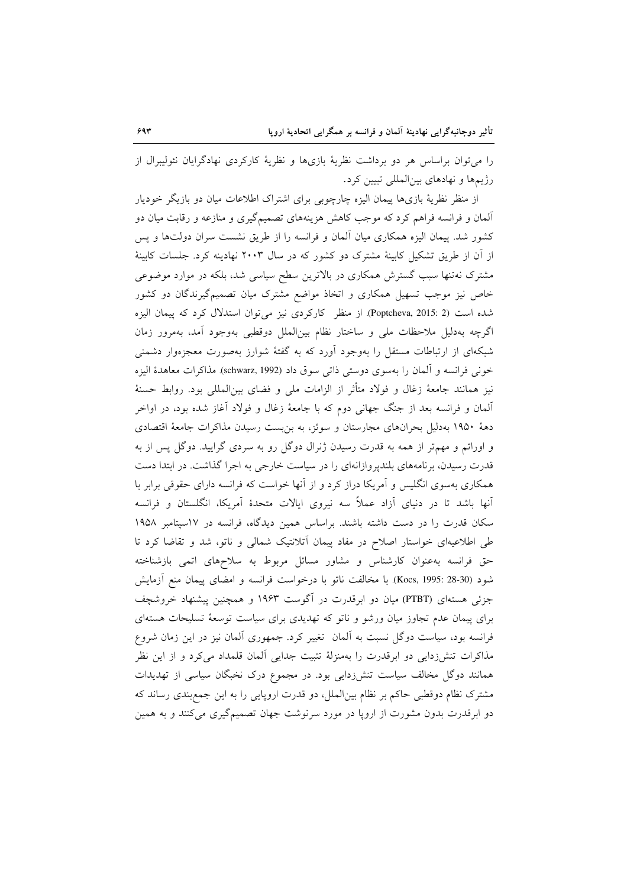را می‌توان براساس هر دو برداشت نظریهٔ بازی‌ها و نظریهٔ کارکردی نهادگرایان نئولیبرال از رژیم‌ها و نهادهای بین‌المللی تبیین کرد.

از منظر نظریهٔ بازی‌ها پیمان الیزه چارچوبی برای اشتراک اطلاعات میان دو بازیگر خودیار آلمان و فرانسه فراهم کرد که موجب کاهش هزینه‌های تصمیم‌گیری و منازعه و رقابت میان دو کشور شد. پیمان الیزه همکاری میان آلمان و فرانسه را از طریق نشست سران دولت‌ها و پس از آن از طریق تشکیل کابینهٔ مشترک دو کشور که در سال ۲۰۰۳ نهادینه کرد. جلسات کابینهٔ مشترک نه‌تنها سبب گسترش همکاری در بالاترین سطح سیاسی شد، بلکه در موارد موضوعی خاص نیز موجب تسهیل همکاری و اتخاذ مواضع مشترک میان تصمیم‌گیرندگان دو کشور شده است (Poptcheva, 2015: 2). از منظر کارکردی نیز می‌توان استدلال کرد که پیمان الیزه اگرچه به‌دلیل ملاحظات ملی و ساختار نظام بین‌الملل دوقطبی به‌وجود آمد، به‌مرور زمان شبکه‌ای از ارتباطات مستقل را به‌وجود آورد که به گفتهٔ شوارز به‌صورت معجزه‌وار دشمنی خونی فرانسه و آلمان را به‌سوی دوستی ذاتی سوق داد (schwarz, 1992). مذاکرات معاهدهٔ الیزه نیز همانند جامعهٔ زغال و فولاد متأثر از الزامات ملی و فضای بین‌المللی بود. روابط حسنهٔ آلمان و فرانسه بعد از جنگ جهانی دوم که با جامعهٔ زغال و فولاد آغاز شده بود، در اواخر دههٔ ۱۹۵۰ به‌دلیل بحران‌های مجارستان و سوئز، به بن‌بست رسیدن مذاکرات جامعهٔ اقتصادی و اوراتم و مهم‌تر از همه به قدرت رسیدن ژنرال دوگل رو به سردی گرایید. دوگل پس از به قدرت رسیدن، برنامه‌های بلندپروازانه‌ای را در سیاست خارجی به اجرا گذاشت. در ابتدا دست همکاری به‌سوی انگلیس و آمریکا دراز کرد و از آنها خواست که فرانسه دارای حقوقی برابر با آنها باشد تا در دنیای آزاد عملاً سه نیروی ایالات متحدهٔ آمریکا، انگلستان و فرانسه سکان قدرت را در دست داشته باشند. براساس همین دیدگاه، فرانسه در ۱۷سپتامبر ۱۹۵۸ طی اطلاعیه‌ای خواستار اصلاح در مفاد پیمان آتلانتیک شمالی و ناتو، شد و تقاضا کرد تا حق فرانسه به‌عنوان کارشناس و مشاور مسائل مربوط به سلاح‌های اتمی بازشناخته شود (Kocs, 1995: 28-30). با مخالفت ناتو با درخواست فرانسه و امضای پیمان منع آزمایش جزئی هسته‌ای (PTBT) میان دو ابرقدرت در آگوست ۱۹۶۳ و همچنین پیشنهاد خروشچف برای پیمان عدم تجاوز میان ورشو و ناتو که تهدیدی برای سیاست توسعهٔ تسلیحات هسته‌ای فرانسه بود، سیاست دوگل نسبت به آلمان تغییر کرد. جمهوری آلمان نیز در این زمان شروع مذاکرات تنش‌زدایی دو ابرقدرت را به‌منزلهٔ تثبیت جدایی آلمان قلمداد می‌کرد و از این نظر همانند دوگل مخالف سیاست تنش‌زدایی بود. در مجموع درک نخبگان سیاسی از تهدیدات مشترک نظام دوقطبی حاکم بر نظام بین‌الملل، دو قدرت اروپایی را به این جمع‌بندی رساند که دو ابرقدرت بدون مشورت از اروپا در مورد سرنوشت جهان تصمیم‌گیری می‌کنند و به همین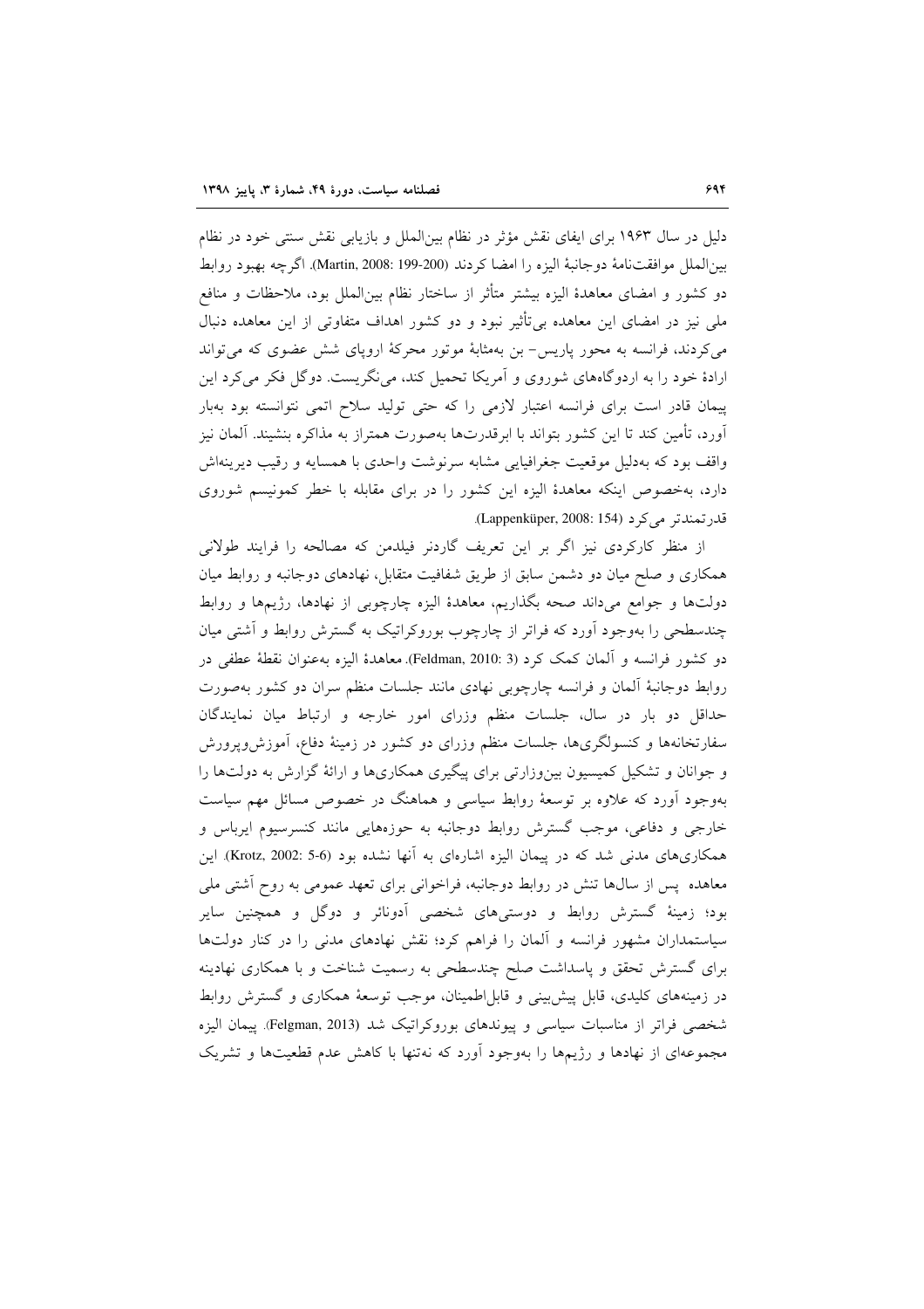دلیل در سال ۱۹۶۳ برای ایفای نقش مؤثر در نظام بین‌الملل و بازیابی نقش سنتی خود در نظام بین‌الملل موافقت‌نامهٔ دوجانبهٔ الیزه را امضا کردند (Martin, 2008: 199-200). اگرچه بهبود روابط دو کشور و امضای معاهدهٔ الیزه بیشتر متأثر از ساختار نظام بین‌الملل بود، ملاحظات و منافع ملی نیز در امضای این معاهده بی‌تأثیر نبود و دو کشور اهداف متفاوتی از این معاهده دنبال می‌کردند. فرانسه به محور پاریس- بن به‌مثابهٔ موتور محرکهٔ اروپای شش عضوی که می‌تواند ارادهٔ خود را به اردوگاه‌های شوروی و آمریکا تحمیل کند، می‌نگریست. دوگل فکر می‌کرد این پیمان قادر است برای فرانسه اعتبار لازمی را که حتی تولید سلاح اتمی نتوانسته بود به‌بار آورد، تأمین کند تا این کشور بتواند با ابرقدرت‌ها به‌صورت همتراز به مذاکره بنشیند. آلمان نیز واقف بود که به‌دلیل موقعیت جغرافیایی مشابه سرنوشت واحدی با همسایه و رقیب دیرینه‌اش دارد، به‌خصوص اینکه معاهدهٔ الیزه این کشور را در برای مقابله با خطر کمونیسم شوروی قدرتمندتر می‌کرد (Lappenküper, 2008: 154).

از منظر کارکردی نیز اگر بر این تعریف گاردنر فیلدمن که مصالحه را فرایند طولانی همکاری و صلح میان دو دشمن سابق از طریق شفافیت متقابل، نهادهای دوجانبه و روابط میان دولت‌ها و جوامع می‌داند صحه بگذاریم، معاهدهٔ الیزه چارچوبی از نهادها، رژیم‌ها و روابط چندسطحی را به‌وجود آورد که فراتر از چارچوب بوروکراتیک به گسترش روابط و آشتی میان دو کشور فرانسه و آلمان کمک کرد (Feldman, 2010: 3). معاهدهٔ الیزه به‌عنوان نقطهٔ عطفی در روابط دوجانبهٔ آلمان و فرانسه چارچوبی نهادی مانند جلسات منظم سران دو کشور به‌صورت حداقل دو بار در سال، جلسات منظم وزرای امور خارجه و ارتباط میان نمایندگان سفارتخانه‌ها و کنسولگری‌ها، جلسات منظم وزرای دو کشور در زمینهٔ دفاع، آموزش‌وپرورش و جوانان و تشکیل کمیسیون بین‌وزارتی برای پیگیری همکاری‌ها و ارائهٔ گزارش به دولت‌ها را به‌وجود آورد که علاوه بر توسعهٔ روابط سیاسی و هماهنگ در خصوص مسائل مهم سیاست خارجی و دفاعی، موجب گسترش روابط دوجانبه به حوزه‌هایی مانند کنسرسیوم ایرباس و همکاری‌های مدنی شد که در پیمان الیزه اشاره‌ای به آنها نشده بود (Krotz, 2002: 5-6). این معاهده پس از سال‌ها تنش در روابط دوجانبه، فراخوانی برای تعهد عمومی به روح آشتی ملی بود؛ زمینهٔ گسترش روابط و دوستی‌های شخصی آدوناتر و دوگل و همچنین سایر سیاستمداران مشهور فرانسه و آلمان را فراهم کرد؛ نقش نهادهای مدنی را در کنار دولت‌ها برای گسترش تحقق و پاسداشت صلح چندسطحی به رسمیت شناخت و با همکاری نهادینه در زمینه‌های کلیدی، قابل پیش‌بینی و قابل‌اطمینان، موجب توسعهٔ همکاری و گسترش روابط شخصی فراتر از مناسبات سیاسی و پیوندهای بوروکراتیک شد (Felgman, 2013). پیمان الیزه مجموعه‌ای از نهادها و رژیم‌ها را به‌وجود آورد که نه‌تنها با کاهش عدم قطعیت‌ها و تشریک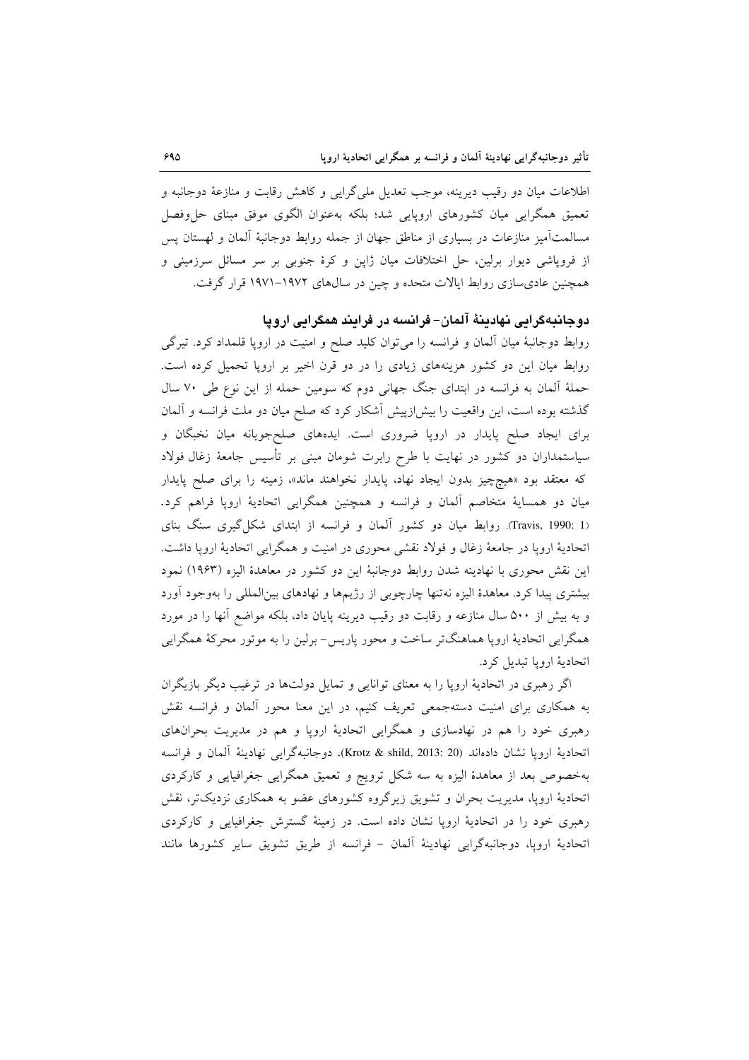اطلاعات میان دو رقیب دیرینه، موجب تعدیل ملی‌گرایی و کاهش رقابت و منازعهٔ دوجانبه و تعمیق همگرایی میان کشورهای اروپایی شد؛ بلکه به‌عنوان الگوی موفق مبنای حل‌وفصل مسالمت‌آمیز منازعات در بسیاری از مناطق جهان از جمله روابط دوجانبهٔ آلمان و لهستان پس از فروپاشی دیوار برلین، حل اختلافات میان ژاپن و کرهٔ جنوبی بر سر مسائل سرزمینی و همچنین عادی‌سازی روابط ایالات متحده و چین در سال‌های ۱۹۷۲-۱۹۷۱ قرار گرفت.

## دوجانبه‌گرایی نهادینهٔ آلمان- فرانسه در فرایند همگرایی اروپا

روابط دوجانبهٔ میان آلمان و فرانسه را می‌توان کلید صلح و امنیت در اروپا قلمداد کرد. تیرگی روابط میان این دو کشور هزینه‌های زیادی را در دو قرن اخیر بر اروپا تحمیل کرده است. حملهٔ آلمان به فرانسه در ابتدای جنگ جهانی دوم که سومین حمله از این نوع طی ۷۰ سال گذشته بوده است، این واقعیت را بیش‌ازپیش آشکار کرد که صلح میان دو ملت فرانسه و آلمان برای ایجاد صلح پایدار در اروپا ضروری است. ایده‌های صلح‌جویانه میان نخبگان و سیاستمداران دو کشور در نهایت با طرح رابرت شومان مبنی بر تأسیس جامعهٔ زغال فولاد که معتقد بود «هیچ‌چیز بدون ایجاد نهاد، پایدار نخواهند ماند»، زمینه را برای صلح پایدار میان دو همسایهٔ متخاصم آلمان و فرانسه و همچنین همگرایی اتحادیهٔ اروپا فراهم کرد. (Travis, 1990: 1). روابط میان دو کشور آلمان و فرانسه از ابتدای شکل‌گیری سنگ بنای اتحادیهٔ اروپا در جامعهٔ زغال و فولاد نقشی محوری در امنیت و همگرایی اتحادیهٔ اروپا داشت. این نقش محوری با نهادینه شدن روابط دوجانبهٔ این دو کشور در معاهدهٔ الیزه (۱۹۶۳) نمود بیشتری پیدا کرد. معاهدهٔ الیزه نه‌تنها چارچوبی از رژیم‌ها و نهادهای بین‌المللی را به‌وجود آورد و به بیش از ۵۰۰ سال منازعه و رقابت دو رقیب دیرینه پایان داد، بلکه مواضع آنها را در مورد همگرایی اتحادیهٔ اروپا هماهنگ‌تر ساخت و محور پاریس- برلین را به موتور محرکهٔ همگرایی اتحادیهٔ اروپا تبدیل کرد.

اگر رهبری در اتحادیهٔ اروپا را به معنای توانایی و تمایل دولت‌ها در ترغیب دیگر بازیگران به همکاری برای امنیت دسته‌جمعی تعریف کنیم، در این معنا محور آلمان و فرانسه نقش رهبری خود را هم در نهادسازی و همگرایی اتحادیهٔ اروپا و هم در مدیریت بحران‌های اتحادیهٔ اروپا نشان داده‌اند (Krotz & shild, 2013: 20). دوجانبه‌گرایی نهادینهٔ آلمان و فرانسه به‌خصوص بعد از معاهدهٔ الیزه به سه شکل ترویج و تعمیق همگرایی جغرافیایی و کارکردی اتحادیهٔ اروپا، مدیریت بحران و تشویق زیرگروه کشورهای عضو به همکاری نزدیک‌تر، نقش رهبری خود را در اتحادیهٔ اروپا نشان داده است. در زمینهٔ گسترش جغرافیایی و کارکردی اتحادیهٔ اروپا، دوجانبه‌گرایی نهادینهٔ آلمان - فرانسه از طریق تشویق سایر کشورها مانند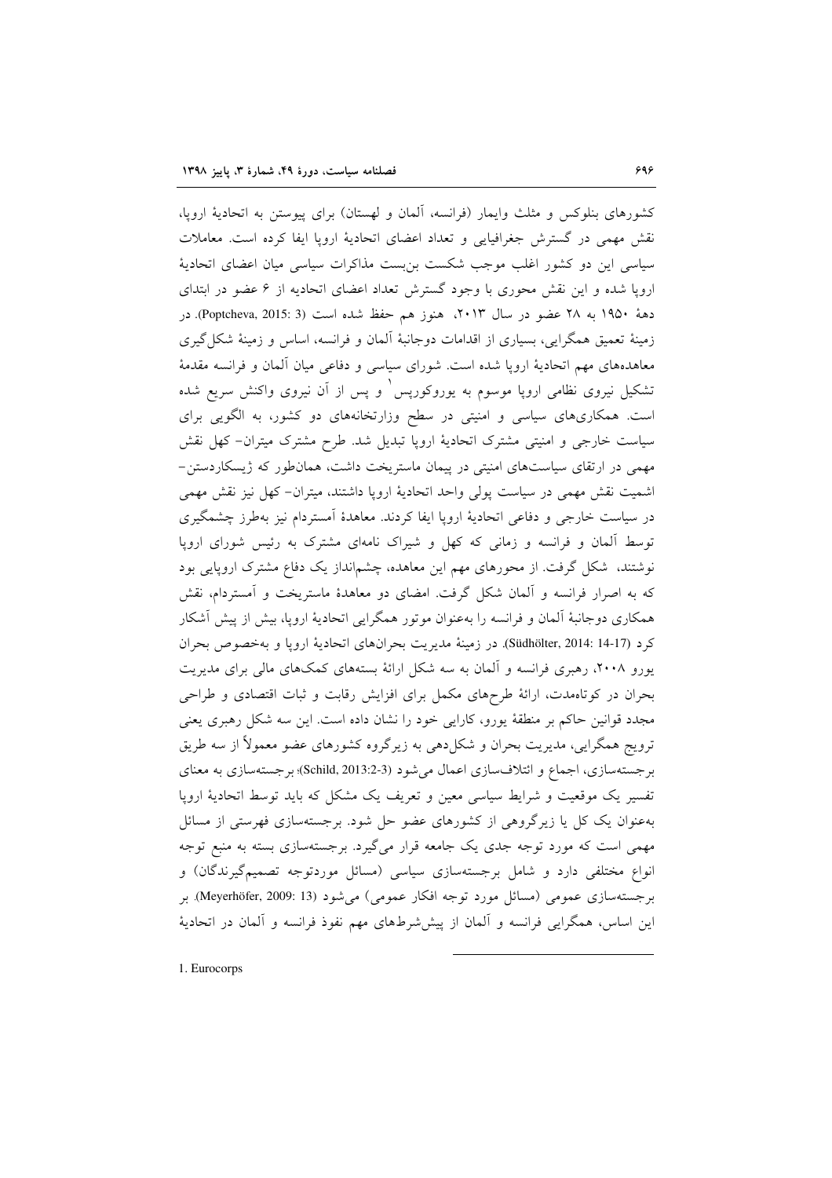کشورهای بنلوکس و مثلث وایمار (فرانسه، آلمان و لهستان) برای پیوستن به اتحادیهٔ اروپا، نقش مهمی در گسترش جغرافیایی و تعداد اعضای اتحادیهٔ اروپا ایفا کرده است. معاملات سیاسی این دو کشور اغلب موجب شکست بن‌بست مذاکرات سیاسی میان اعضای اتحادیهٔ اروپا شده و این نقش محوری با وجود گسترش تعداد اعضای اتحادیه از ۶ عضو در ابتدای دههٔ ۱۹۵۰ به ۲۸ عضو در سال ۲۰۱۳، هنوز هم حفظ شده است (Poptcheva, 2015: 3). در زمینهٔ تعمیق همگرایی، بسیاری از اقدامات دوجانبهٔ آلمان و فرانسه، اساس و زمینهٔ شکل‌گیری معاهده‌های مهم اتحادیهٔ اروپا شده است. شورای سیاسی و دفاعی میان آلمان و فرانسه مقدمهٔ تشکیل نیروی نظامی اروپا موسوم به یوروکورپس[1] و پس از آن نیروی واکنش سریع شده است. همکاری‌های سیاسی و امنیتی در سطح وزارتخانه‌های دو کشور، به الگویی برای سیاست خارجی و امنیتی مشترک اتحادیهٔ اروپا تبدیل شد. طرح مشترک میتران- کهل نقش مهمی در ارتقای سیاست‌های امنیتی در پیمان ماستریخت داشت، همان‌طور که ژیسکاردستن- اشمیت نقش مهمی در سیاست پولی واحد اتحادیهٔ اروپا داشتند، میتران- کهل نیز نقش مهمی در سیاست خارجی و دفاعی اتحادیهٔ اروپا ایفا کردند. معاهدهٔ آمستردام نیز به‌طرز چشمگیری توسط آلمان و فرانسه و زمانی که کهل و شیراک نامه‌ای مشترک به رئیس شورای اروپا نوشتند، شکل گرفت. از محورهای مهم این معاهده، چشم‌انداز یک دفاع مشترک اروپایی بود که به اصرار فرانسه و آلمان شکل گرفت. امضای دو معاهدهٔ ماستریخت و آمستردام، نقش همکاری دوجانبهٔ آلمان و فرانسه را به‌عنوان موتور همگرایی اتحادیهٔ اروپا، بیش از پیش آشکار کرد (Südhölter, 2014: 14-17). در زمینهٔ مدیریت بحران‌های اتحادیهٔ اروپا و به‌خصوص بحران یورو ۲۰۰۸، رهبری فرانسه و آلمان به سه شکل ارائهٔ بسته‌های کمک‌های مالی برای مدیریت بحران در کوتاه‌مدت، ارائهٔ طرح‌های مکمل برای افزایش رقابت و ثبات اقتصادی و طراحی مجدد قوانین حاکم بر منطقهٔ یورو، کارایی خود را نشان داده است. این سه شکل رهبری یعنی ترویج همگرایی، مدیریت بحران و شکل‌دهی به زیرگروه کشورهای عضو معمولاً از سه طریق برجسته‌سازی، اجماع و ائتلاف‌سازی اعمال می‌شود (Schild, 2013:2-3)؛ برجسته‌سازی به معنای تفسیر یک موقعیت و شرایط سیاسی معین و تعریف یک مشکل که باید توسط اتحادیهٔ اروپا به‌عنوان یک کل یا زیرگروهی از کشورهای عضو حل شود. برجسته‌سازی فهرستی از مسائل مهمی است که مورد توجه جدی یک جامعه قرار می‌گیرد. برجسته‌سازی بسته به منبع توجه انواع مختلفی دارد و شامل برجسته‌سازی سیاسی (مسائل موردتوجه تصمیم‌گیرندگان) و برجسته‌سازی عمومی (مسائل مورد توجه افکار عمومی) می‌شود (Meyerhöfer, 2009: 13). بر این اساس، همگرایی فرانسه و آلمان از پیش‌شرط‌های مهم نفوذ فرانسه و آلمان در اتحادیهٔ

1. Eurocorps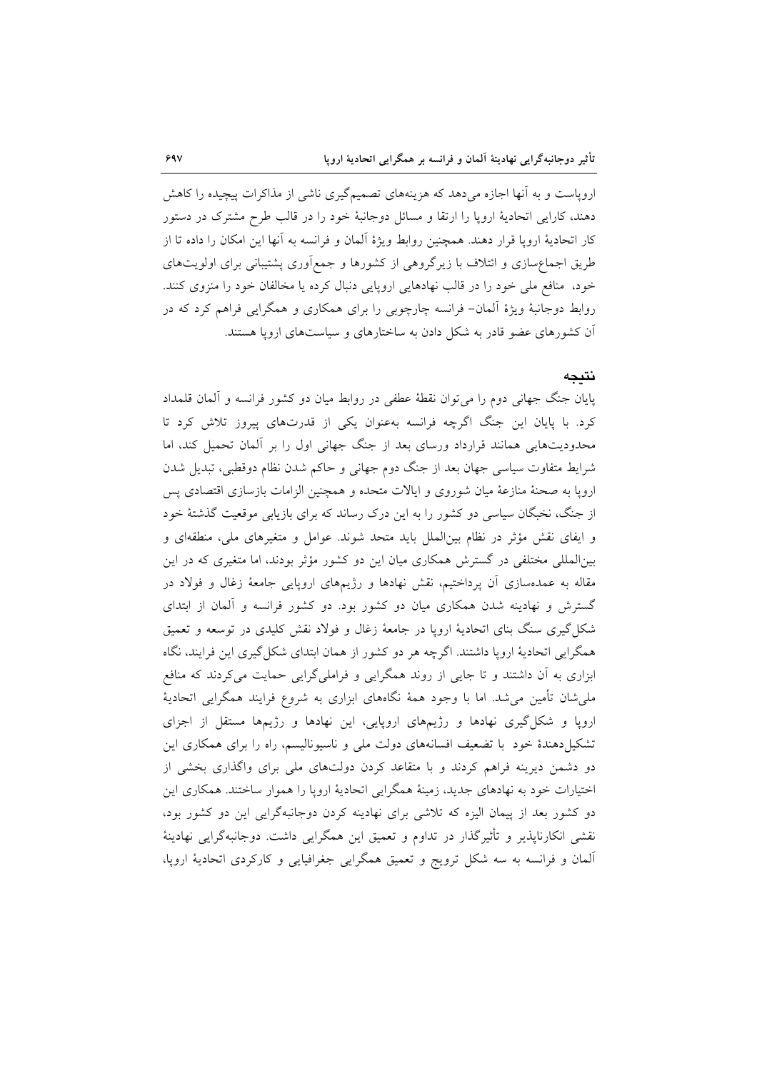اروپاست و به آنها اجازه می‌دهد که هزینه‌های تصمیم‌گیری ناشی از مذاکرات پیچیده را کاهش دهند، کارایی اتحادیهٔ اروپا را ارتقا و مسائل دوجانبهٔ خود را در قالب طرح مشترک در دستور کار اتحادیهٔ اروپا قرار دهند. همچنین روابط ویژهٔ آلمان و فرانسه به آنها این امکان را داده تا از طریق اجماع‌سازی و ائتلاف با زیرگروهی از کشورها و جمع‌آوری پشتیبانی برای اولویت‌های خود، منافع ملی خود را در قالب نهادهایی اروپایی دنبال کرده یا مخالفان خود را منزوی کنند. روابط دوجانبهٔ ویژهٔ آلمان- فرانسه چارچوبی را برای همکاری و همگرایی فراهم کرد که در آن کشورهای عضو قادر به شکل دادن به ساختارهای و سیاست‌های اروپا هستند.

## نتیجه

پایان جنگ جهانی دوم را می‌توان نقطهٔ عطفی در روابط میان دو کشور فرانسه و آلمان قلمداد کرد. با پایان این جنگ اگرچه فرانسه به‌عنوان یکی از قدرت‌های پیروز تلاش کرد تا محدودیت‌هایی همانند قرارداد ورسای بعد از جنگ جهانی اول را بر آلمان تحمیل کند، اما شرایط متفاوت سیاسی جهان بعد از جنگ دوم جهانی و حاکم شدن نظام دوقطبی، تبدیل شدن اروپا به صحنهٔ منازعهٔ میان شوروی و ایالات متحده و همچنین الزامات بازسازی اقتصادی پس از جنگ، نخبگان سیاسی دو کشور را به این درک رساند که برای بازیابی موقعیت گذشتهٔ خود و ایفای نقش مؤثر در نظام بین‌الملل باید متحد شوند. عوامل و متغیرهای ملی، منطقه‌ای و بین‌المللی مختلفی در گسترش همکاری میان این دو کشور مؤثر بودند، اما متغیری که در این مقاله به عمده‌سازی آن پرداختیم، نقش نهادها و رژیم‌های اروپایی جامعهٔ زغال و فولاد در گسترش و نهادینه شدن همکاری میان دو کشور بود. دو کشور فرانسه و آلمان از ابتدای شکل‌گیری سنگ بنای اتحادیهٔ اروپا در جامعهٔ زغال و فولاد نقش کلیدی در توسعه و تعمیق همگرایی اتحادیهٔ اروپا داشتند. اگرچه هر دو کشور از همان ابتدای شکل‌گیری این فرایند، نگاه ابزاری به آن داشتند و تا جایی از روند همگرایی و فراملی‌گرایی حمایت می‌کردند که منافع ملی‌شان تأمین می‌شد. اما با وجود همهٔ نگاه‌های ابزاری به شروع فرایند همگرایی اتحادیهٔ اروپا و شکل‌گیری نهادها و رژیم‌های اروپایی، این نهادها و رژیم‌ها مستقل از اجزای تشکیل‌دهندهٔ خود با تضعیف افسانه‌های دولت ملی و ناسیونالیسم، راه را برای همکاری این دو دشمن دیرینه فراهم کردند و با متقاعد کردن دولت‌های ملی برای واگذاری بخشی از اختیارات خود به نهادهای جدید، زمینهٔ همگرایی اتحادیهٔ اروپا را هموار ساختند. همکاری این دو کشور بعد از پیمان الیزه که تلاشی برای نهادینه کردن دوجانبه‌گرایی این دو کشور بود، نقشی انکارناپذیر و تأثیرگذار در تداوم و تعمیق این همگرایی داشت. دوجانبه‌گرایی نهادینهٔ آلمان و فرانسه به سه شکل ترویج و تعمیق همگرایی جغرافیایی و کارکردی اتحادیهٔ اروپا،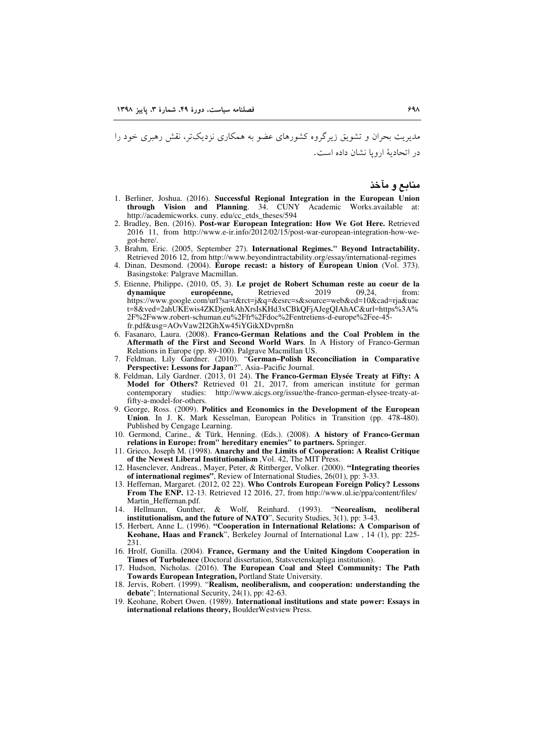مدیریت بحران و تشویق زیرگروه کشورهای عضو به همکاری نزدیک‌تر، نقش رهبری خود را در اتحادیهٔ اروپا نشان داده است.

## منابع و مآخذ

1. Berliner, Joshua. (2016). **Successful Regional Integration in the European Union through Vision and Planning**. 34. CUNY Academic Works.available at: http://academicworks. cuny. edu/cc_etds_theses/594
2. Bradley, Ben. (2016). **Post-war European Integration: How We Got Here.** Retrieved 2016 11, from http://www.e-ir.info/2012/02/15/post-war-european-integration-how-we-got-here/.
3. Brahm, Eric. (2005, September 27). **International Regimes." Beyond Intractability.** Retrieved 2016 12, from http://www.beyondintractability.org/essay/international-regimes
4. Dinan, Desmond. (2004). **Europe recast: a history of European Union** (Vol. 373). Basingstoke: Palgrave Macmillan.
5. Etienne, Philippe. (2010, 05, 3). **Le projet de Robert Schuman reste au coeur de la dynamique européenne,** Retrieved 2019 09,24, from: https://www.google.com/url?sa=t&rct=j&q=&esrc=s&source=web&cd=10&cad=rja&uact=8&ved=2ahUKEwis4ZKDjenkAhXrsIsKHd3xCBkQFjAJegQIAhAC&url=https%3A%2F%2Fwww.robert-schuman.eu%2Ffr%2Fdoc%2Fentretiens-d-europe%2Fee-45-fr.pdf&usg=AOvVaw2I2GhXw45iYGikXDvprn8n
6. Fasanaro, Laura. (2008). **Franco-German Relations and the Coal Problem in the Aftermath of the First and Second World Wars**. In A History of Franco-German Relations in Europe (pp. 89-100). Palgrave Macmillan US.
7. Feldman, Lily Gardner. (2010). "**German–Polish Reconciliation in Comparative Perspective: Lessons for Japan**?". Asia–Pacific Journal.
8. Feldman, Lily Gardner. (2013, 01 24). **The Franco-German Elysée Treaty at Fifty: A Model for Others?** Retrieved 01 21, 2017, from american institute for german contemporary studies: http://www.aicgs.org/issue/the-franco-german-elysee-treaty-at-fifty-a-model-for-others.
9. George, Ross. (2009). **Politics and Economics in the Development of the European Union**. In J. K. Mark Kesselman, European Politics in Transition (pp. 478-480). Published by Cengage Learning.
10. Germond, Carine., & Türk, Henning. (Eds.). (2008). **A history of Franco-German relations in Europe: from" hereditary enemies" to partners.** Springer.
11. Grieco, Joseph M. (1998). **Anarchy and the Limits of Cooperation: A Realist Critique of the Newest Liberal Institutionalism** ,Vol. 42, The MIT Press.
12. Hasenclever, Andreas., Mayer, Peter, & Rittberger, Volker. (2000). **"Integrating theories of international regimes"**, Review of International Studies, 26(01), pp: 3-33.
13. Heffernan, Margaret. (2012, 02 22). **Who Controls European Foreign Policy? Lessons From The ENP.** 12-13. Retrieved 12 2016, 27, from http://www.ul.ie/ppa/content/files/ Martin_Heffernan.pdf.
14. Hellmann, Gunther, & Wolf, Reinhard. (1993). "**Neorealism, neoliberal institutionalism, and the future of NATO**", Security Studies, 3(1), pp: 3-43.
15. Herbert, Anne L. (1996). **"Cooperation in International Relations: A Comparison of Keohane, Haas and Franck**", Berkeley Journal of International Law , 14 (1), pp: 225-231.
16. Hrolf, Gunilla. (2004). **France, Germany and the United Kingdom Cooperation in Times of Turbulence** (Doctoral dissertation, Statsvetenskapliga institution).
17. Hudson, Nicholas. (2016). **The European Coal and Steel Community: The Path Towards European Integration,** Portland State University.
18. Jervis, Robert. (1999). "**Realism, neoliberalism, and cooperation: understanding the debate**"; International Security, 24(1), pp: 42-63.
19. Keohane, Robert Owen. (1989). **International institutions and state power: Essays in international relations theory,** BoulderWestview Press.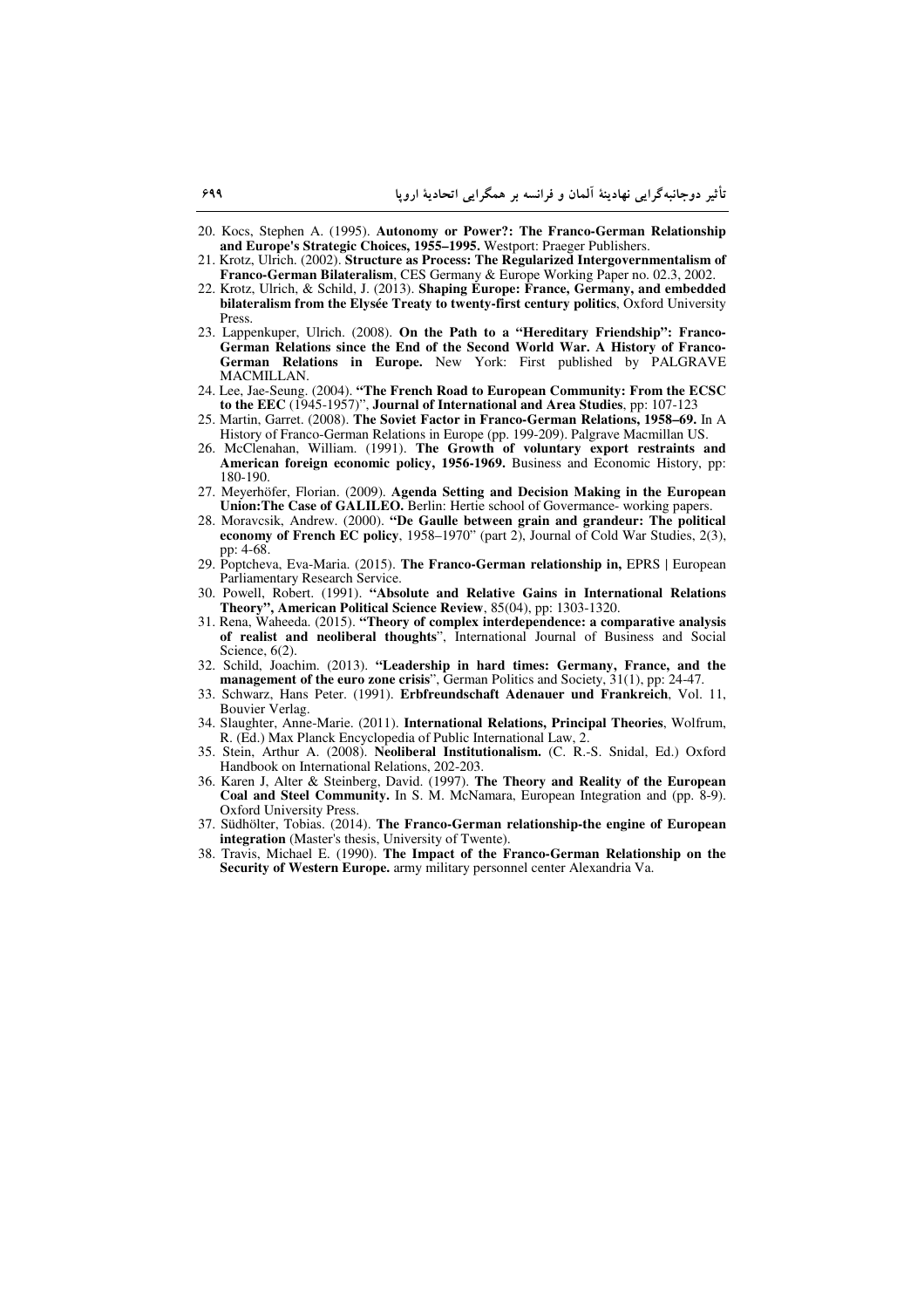20. Kocs, Stephen A. (1995). **Autonomy or Power?: The Franco-German Relationship and Europe's Strategic Choices, 1955–1995.** Westport: Praeger Publishers.
21. Krotz, Ulrich. (2002). **Structure as Process: The Regularized Intergovernmentalism of Franco-German Bilateralism**, CES Germany & Europe Working Paper no. 02.3, 2002.
22. Krotz, Ulrich, & Schild, J. (2013). **Shaping Europe: France, Germany, and embedded bilateralism from the Elysée Treaty to twenty-first century politics**, Oxford University Press.
23. Lappenkuper, Ulrich. (2008). **On the Path to a "Hereditary Friendship": Franco-German Relations since the End of the Second World War. A History of Franco-German Relations in Europe.** New York: First published by PALGRAVE MACMILLAN.
24. Lee, Jae-Seung. (2004). **"The French Road to European Community: From the ECSC to the EEC** (1945-1957)", **Journal of International and Area Studies**, pp: 107-123
25. Martin, Garret. (2008). **The Soviet Factor in Franco-German Relations, 1958–69.** In A History of Franco-German Relations in Europe (pp. 199-209). Palgrave Macmillan US.
26. McClenahan, William. (1991). **The Growth of voluntary export restraints and American foreign economic policy, 1956-1969.** Business and Economic History, pp: 180-190.
27. Meyerhöfer, Florian. (2009). **Agenda Setting and Decision Making in the European Union:The Case of GALILEO.** Berlin: Hertie school of Govermance- working papers.
28. Moravcsik, Andrew. (2000). **"De Gaulle between grain and grandeur: The political economy of French EC policy**, 1958–1970" (part 2), Journal of Cold War Studies, 2(3), pp: 4-68.
29. Poptcheva, Eva-Maria. (2015). **The Franco-German relationship in,** EPRS | European Parliamentary Research Service.
30. Powell, Robert. (1991). **"Absolute and Relative Gains in International Relations Theory", American Political Science Review**, 85(04), pp: 1303-1320.
31. Rena, Waheeda. (2015). **"Theory of complex interdependence: a comparative analysis of realist and neoliberal thoughts**", International Journal of Business and Social Science, 6(2).
32. Schild, Joachim. (2013). **"Leadership in hard times: Germany, France, and the management of the euro zone crisis**", German Politics and Society, 31(1), pp: 24-47.
33. Schwarz, Hans Peter. (1991). **Erbfreundschaft Adenauer und Frankreich**, Vol. 11, Bouvier Verlag.
34. Slaughter, Anne-Marie. (2011). **International Relations, Principal Theories**, Wolfrum, R. (Ed.) Max Planck Encyclopedia of Public International Law, 2.
35. Stein, Arthur A. (2008). **Neoliberal Institutionalism.** (C. R.-S. Snidal, Ed.) Oxford Handbook on International Relations, 202-203.
36. Karen J, Alter & Steinberg, David. (1997). **The Theory and Reality of the European Coal and Steel Community.** In S. M. McNamara, European Integration and (pp. 8-9). Oxford University Press.
37. Südhölter, Tobias. (2014). **The Franco-German relationship-the engine of European integration** (Master's thesis, University of Twente).
38. Travis, Michael E. (1990). **The Impact of the Franco-German Relationship on the Security of Western Europe.** army military personnel center Alexandria Va.